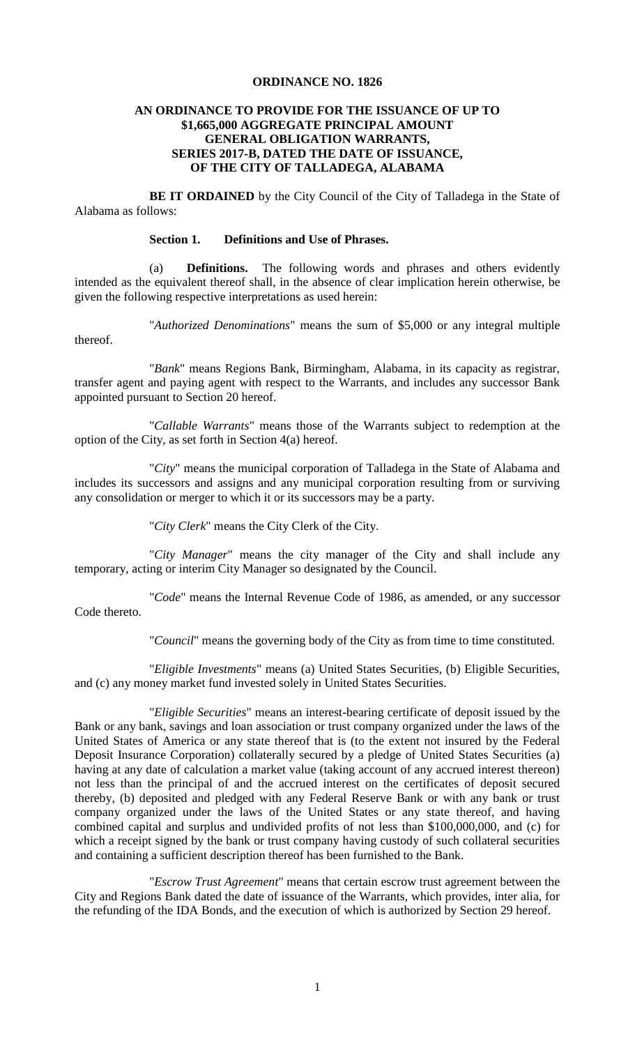# ORDINANCE NO. 1826

## AN ORDINANCE TO PROVIDE FOR THE ISSUANCE OF UP TO $1,665,000 AGGREGATE PRINCIPAL AMOUNT GENERAL OBLIGATION WARRANTS, SERIES 2017-B, DATED THE DATE OF ISSUANCE, OF THE CITY OF TALLADEGA, ALABAMA

**BE IT ORDAINED** by the City Council of the City of Talladega in the State of Alabama as follows:

### Section 1. Definitions and Use of Phrases.

(a) **Definitions.** The following words and phrases and others evidently intended as the equivalent thereof shall, in the absence of clear implication herein otherwise, be given the following respective interpretations as used herein:

"*Authorized Denominations*" means the sum of $5,000 or any integral multiple thereof.

"*Bank*" means Regions Bank, Birmingham, Alabama, in its capacity as registrar, transfer agent and paying agent with respect to the Warrants, and includes any successor Bank appointed pursuant to Section 20 hereof.

"*Callable Warrants*" means those of the Warrants subject to redemption at the option of the City, as set forth in Section 4(a) hereof.

"*City*" means the municipal corporation of Talladega in the State of Alabama and includes its successors and assigns and any municipal corporation resulting from or surviving any consolidation or merger to which it or its successors may be a party.

"*City Clerk*" means the City Clerk of the City.

"*City Manager*" means the city manager of the City and shall include any temporary, acting or interim City Manager so designated by the Council.

"*Code*" means the Internal Revenue Code of 1986, as amended, or any successor Code thereto.

"*Council*" means the governing body of the City as from time to time constituted.

"*Eligible Investments*" means (a) United States Securities, (b) Eligible Securities, and (c) any money market fund invested solely in United States Securities.

"*Eligible Securities*" means an interest-bearing certificate of deposit issued by the Bank or any bank, savings and loan association or trust company organized under the laws of the United States of America or any state thereof that is (to the extent not insured by the Federal Deposit Insurance Corporation) collaterally secured by a pledge of United States Securities (a) having at any date of calculation a market value (taking account of any accrued interest thereon) not less than the principal of and the accrued interest on the certificates of deposit secured thereby, (b) deposited and pledged with any Federal Reserve Bank or with any bank or trust company organized under the laws of the United States or any state thereof, and having combined capital and surplus and undivided profits of not less than $100,000,000, and (c) for which a receipt signed by the bank or trust company having custody of such collateral securities and containing a sufficient description thereof has been furnished to the Bank.

"*Escrow Trust Agreement*" means that certain escrow trust agreement between the City and Regions Bank dated the date of issuance of the Warrants, which provides, inter alia, for the refunding of the IDA Bonds, and the execution of which is authorized by Section 29 hereof.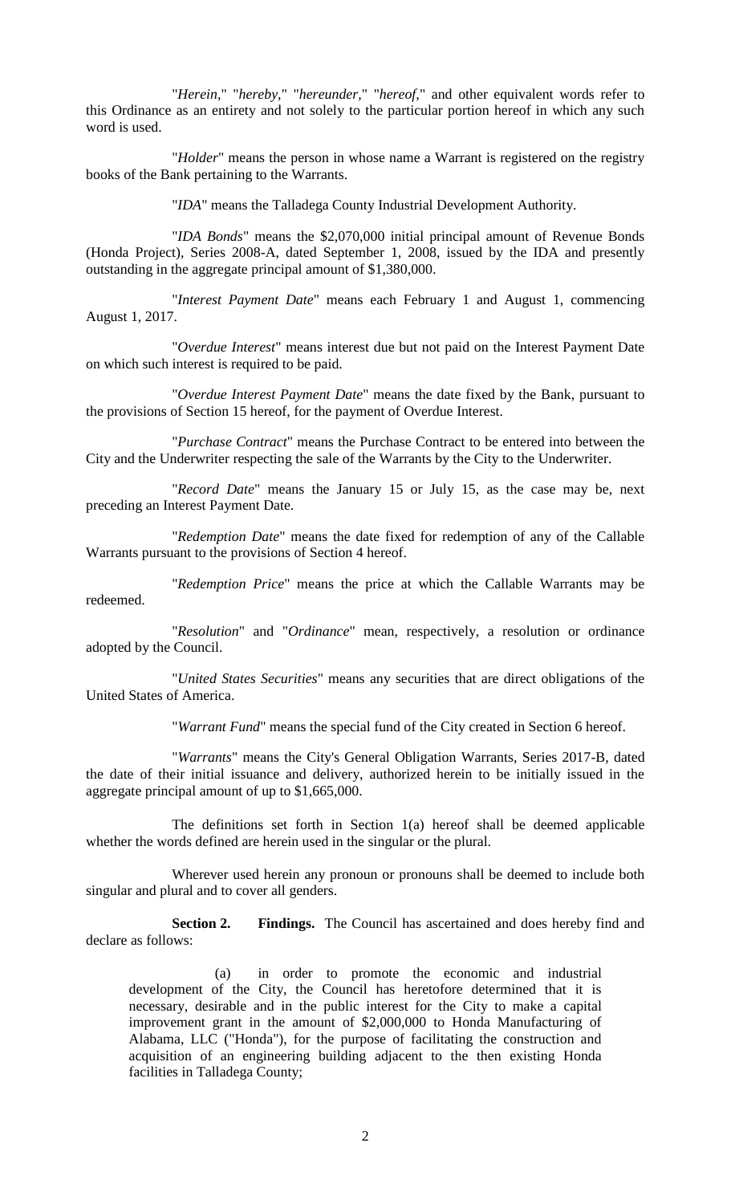"*Herein*," "*hereby*," "*hereunder*," "*hereof*," and other equivalent words refer to this Ordinance as an entirety and not solely to the particular portion hereof in which any such word is used.

"*Holder*" means the person in whose name a Warrant is registered on the registry books of the Bank pertaining to the Warrants.

"*IDA*" means the Talladega County Industrial Development Authority.

"*IDA Bonds*" means the $2,070,000 initial principal amount of Revenue Bonds (Honda Project), Series 2008-A, dated September 1, 2008, issued by the IDA and presently outstanding in the aggregate principal amount of $1,380,000.

"*Interest Payment Date*" means each February 1 and August 1, commencing August 1, 2017.

"*Overdue Interest*" means interest due but not paid on the Interest Payment Date on which such interest is required to be paid.

"*Overdue Interest Payment Date*" means the date fixed by the Bank, pursuant to the provisions of Section 15 hereof, for the payment of Overdue Interest.

"*Purchase Contract*" means the Purchase Contract to be entered into between the City and the Underwriter respecting the sale of the Warrants by the City to the Underwriter.

"*Record Date*" means the January 15 or July 15, as the case may be, next preceding an Interest Payment Date.

"*Redemption Date*" means the date fixed for redemption of any of the Callable Warrants pursuant to the provisions of Section 4 hereof.

"*Redemption Price*" means the price at which the Callable Warrants may be redeemed.

"*Resolution*" and "*Ordinance*" mean, respectively, a resolution or ordinance adopted by the Council.

"*United States Securities*" means any securities that are direct obligations of the United States of America.

"*Warrant Fund*" means the special fund of the City created in Section 6 hereof.

"*Warrants*" means the City's General Obligation Warrants, Series 2017-B, dated the date of their initial issuance and delivery, authorized herein to be initially issued in the aggregate principal amount of up to $1,665,000.

The definitions set forth in Section 1(a) hereof shall be deemed applicable whether the words defined are herein used in the singular or the plural.

Wherever used herein any pronoun or pronouns shall be deemed to include both singular and plural and to cover all genders.

**Section 2. Findings.** The Council has ascertained and does hereby find and declare as follows:

(a) in order to promote the economic and industrial development of the City, the Council has heretofore determined that it is necessary, desirable and in the public interest for the City to make a capital improvement grant in the amount of $2,000,000 to Honda Manufacturing of Alabama, LLC ("Honda"), for the purpose of facilitating the construction and acquisition of an engineering building adjacent to the then existing Honda facilities in Talladega County;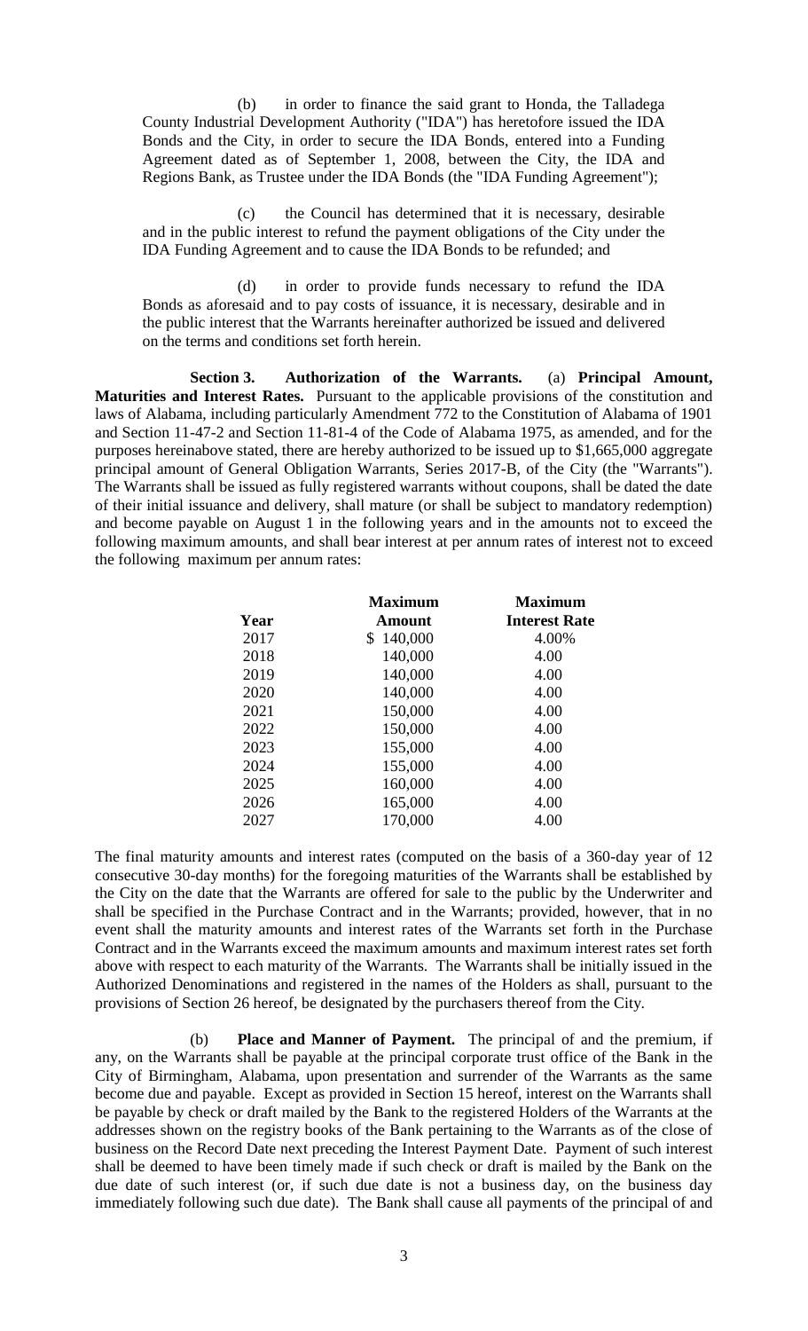(b) in order to finance the said grant to Honda, the Talladega County Industrial Development Authority ("IDA") has heretofore issued the IDA Bonds and the City, in order to secure the IDA Bonds, entered into a Funding Agreement dated as of September 1, 2008, between the City, the IDA and Regions Bank, as Trustee under the IDA Bonds (the "IDA Funding Agreement");

(c) the Council has determined that it is necessary, desirable and in the public interest to refund the payment obligations of the City under the IDA Funding Agreement and to cause the IDA Bonds to be refunded; and

(d) in order to provide funds necessary to refund the IDA Bonds as aforesaid and to pay costs of issuance, it is necessary, desirable and in the public interest that the Warrants hereinafter authorized be issued and delivered on the terms and conditions set forth herein.

**Section 3. Authorization of the Warrants.** (a) **Principal Amount, Maturities and Interest Rates.** Pursuant to the applicable provisions of the constitution and laws of Alabama, including particularly Amendment 772 to the Constitution of Alabama of 1901 and Section 11-47-2 and Section 11-81-4 of the Code of Alabama 1975, as amended, and for the purposes hereinabove stated, there are hereby authorized to be issued up to $1,665,000 aggregate principal amount of General Obligation Warrants, Series 2017-B, of the City (the "Warrants"). The Warrants shall be issued as fully registered warrants without coupons, shall be dated the date of their initial issuance and delivery, shall mature (or shall be subject to mandatory redemption) and become payable on August 1 in the following years and in the amounts not to exceed the following maximum amounts, and shall bear interest at per annum rates of interest not to exceed the following maximum per annum rates:

| Year | Maximum Amount | Maximum Interest Rate |
|---|---|---|
| 2017 | $ 140,000 | 4.00% |
| 2018 | 140,000 | 4.00 |
| 2019 | 140,000 | 4.00 |
| 2020 | 140,000 | 4.00 |
| 2021 | 150,000 | 4.00 |
| 2022 | 150,000 | 4.00 |
| 2023 | 155,000 | 4.00 |
| 2024 | 155,000 | 4.00 |
| 2025 | 160,000 | 4.00 |
| 2026 | 165,000 | 4.00 |
| 2027 | 170,000 | 4.00 |

The final maturity amounts and interest rates (computed on the basis of a 360-day year of 12 consecutive 30-day months) for the foregoing maturities of the Warrants shall be established by the City on the date that the Warrants are offered for sale to the public by the Underwriter and shall be specified in the Purchase Contract and in the Warrants; provided, however, that in no event shall the maturity amounts and interest rates of the Warrants set forth in the Purchase Contract and in the Warrants exceed the maximum amounts and maximum interest rates set forth above with respect to each maturity of the Warrants. The Warrants shall be initially issued in the Authorized Denominations and registered in the names of the Holders as shall, pursuant to the provisions of Section 26 hereof, be designated by the purchasers thereof from the City.

(b) **Place and Manner of Payment.** The principal of and the premium, if any, on the Warrants shall be payable at the principal corporate trust office of the Bank in the City of Birmingham, Alabama, upon presentation and surrender of the Warrants as the same become due and payable. Except as provided in Section 15 hereof, interest on the Warrants shall be payable by check or draft mailed by the Bank to the registered Holders of the Warrants at the addresses shown on the registry books of the Bank pertaining to the Warrants as of the close of business on the Record Date next preceding the Interest Payment Date. Payment of such interest shall be deemed to have been timely made if such check or draft is mailed by the Bank on the due date of such interest (or, if such due date is not a business day, on the business day immediately following such due date). The Bank shall cause all payments of the principal of and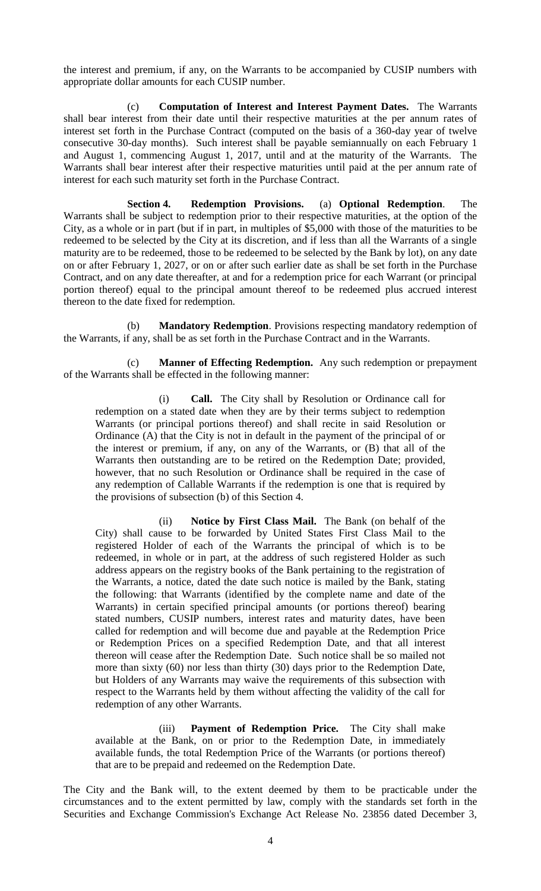the interest and premium, if any, on the Warrants to be accompanied by CUSIP numbers with appropriate dollar amounts for each CUSIP number.

(c) **Computation of Interest and Interest Payment Dates.** The Warrants shall bear interest from their date until their respective maturities at the per annum rates of interest set forth in the Purchase Contract (computed on the basis of a 360-day year of twelve consecutive 30-day months). Such interest shall be payable semiannually on each February 1 and August 1, commencing August 1, 2017, until and at the maturity of the Warrants. The Warrants shall bear interest after their respective maturities until paid at the per annum rate of interest for each such maturity set forth in the Purchase Contract.

**Section 4. Redemption Provisions.** (a) **Optional Redemption**. The Warrants shall be subject to redemption prior to their respective maturities, at the option of the City, as a whole or in part (but if in part, in multiples of $5,000 with those of the maturities to be redeemed to be selected by the City at its discretion, and if less than all the Warrants of a single maturity are to be redeemed, those to be redeemed to be selected by the Bank by lot), on any date on or after February 1, 2027, or on or after such earlier date as shall be set forth in the Purchase Contract, and on any date thereafter, at and for a redemption price for each Warrant (or principal portion thereof) equal to the principal amount thereof to be redeemed plus accrued interest thereon to the date fixed for redemption.

(b) **Mandatory Redemption**. Provisions respecting mandatory redemption of the Warrants, if any, shall be as set forth in the Purchase Contract and in the Warrants.

(c) **Manner of Effecting Redemption.** Any such redemption or prepayment of the Warrants shall be effected in the following manner:

(i) **Call.** The City shall by Resolution or Ordinance call for redemption on a stated date when they are by their terms subject to redemption Warrants (or principal portions thereof) and shall recite in said Resolution or Ordinance (A) that the City is not in default in the payment of the principal of or the interest or premium, if any, on any of the Warrants, or (B) that all of the Warrants then outstanding are to be retired on the Redemption Date; provided, however, that no such Resolution or Ordinance shall be required in the case of any redemption of Callable Warrants if the redemption is one that is required by the provisions of subsection (b) of this Section 4.

(ii) **Notice by First Class Mail.** The Bank (on behalf of the City) shall cause to be forwarded by United States First Class Mail to the registered Holder of each of the Warrants the principal of which is to be redeemed, in whole or in part, at the address of such registered Holder as such address appears on the registry books of the Bank pertaining to the registration of the Warrants, a notice, dated the date such notice is mailed by the Bank, stating the following: that Warrants (identified by the complete name and date of the Warrants) in certain specified principal amounts (or portions thereof) bearing stated numbers, CUSIP numbers, interest rates and maturity dates, have been called for redemption and will become due and payable at the Redemption Price or Redemption Prices on a specified Redemption Date, and that all interest thereon will cease after the Redemption Date. Such notice shall be so mailed not more than sixty (60) nor less than thirty (30) days prior to the Redemption Date, but Holders of any Warrants may waive the requirements of this subsection with respect to the Warrants held by them without affecting the validity of the call for redemption of any other Warrants.

(iii) **Payment of Redemption Price.** The City shall make available at the Bank, on or prior to the Redemption Date, in immediately available funds, the total Redemption Price of the Warrants (or portions thereof) that are to be prepaid and redeemed on the Redemption Date.

The City and the Bank will, to the extent deemed by them to be practicable under the circumstances and to the extent permitted by law, comply with the standards set forth in the Securities and Exchange Commission's Exchange Act Release No. 23856 dated December 3,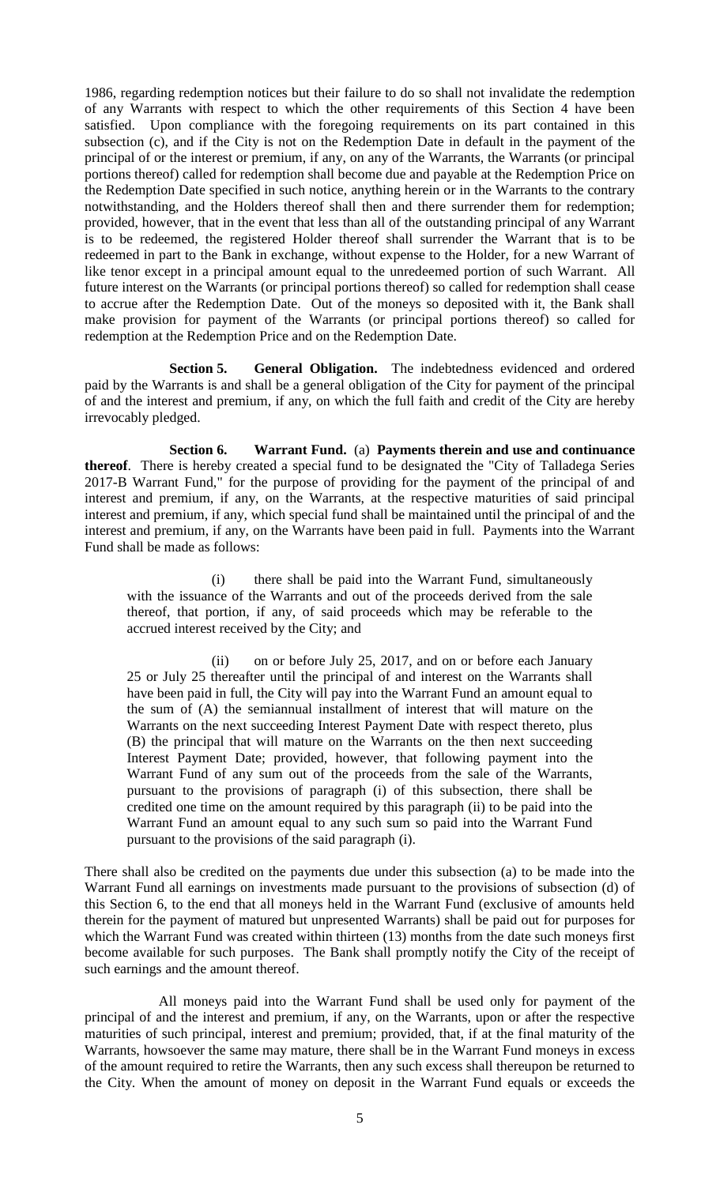1986, regarding redemption notices but their failure to do so shall not invalidate the redemption of any Warrants with respect to which the other requirements of this Section 4 have been satisfied. Upon compliance with the foregoing requirements on its part contained in this subsection (c), and if the City is not on the Redemption Date in default in the payment of the principal of or the interest or premium, if any, on any of the Warrants, the Warrants (or principal portions thereof) called for redemption shall become due and payable at the Redemption Price on the Redemption Date specified in such notice, anything herein or in the Warrants to the contrary notwithstanding, and the Holders thereof shall then and there surrender them for redemption; provided, however, that in the event that less than all of the outstanding principal of any Warrant is to be redeemed, the registered Holder thereof shall surrender the Warrant that is to be redeemed in part to the Bank in exchange, without expense to the Holder, for a new Warrant of like tenor except in a principal amount equal to the unredeemed portion of such Warrant. All future interest on the Warrants (or principal portions thereof) so called for redemption shall cease to accrue after the Redemption Date. Out of the moneys so deposited with it, the Bank shall make provision for payment of the Warrants (or principal portions thereof) so called for redemption at the Redemption Price and on the Redemption Date.

**Section 5. General Obligation.** The indebtedness evidenced and ordered paid by the Warrants is and shall be a general obligation of the City for payment of the principal of and the interest and premium, if any, on which the full faith and credit of the City are hereby irrevocably pledged.

**Section 6. Warrant Fund.** (a) **Payments therein and use and continuance thereof**. There is hereby created a special fund to be designated the "City of Talladega Series 2017-B Warrant Fund," for the purpose of providing for the payment of the principal of and interest and premium, if any, on the Warrants, at the respective maturities of said principal interest and premium, if any, which special fund shall be maintained until the principal of and the interest and premium, if any, on the Warrants have been paid in full. Payments into the Warrant Fund shall be made as follows:

(i) there shall be paid into the Warrant Fund, simultaneously with the issuance of the Warrants and out of the proceeds derived from the sale thereof, that portion, if any, of said proceeds which may be referable to the accrued interest received by the City; and

(ii) on or before July 25, 2017, and on or before each January 25 or July 25 thereafter until the principal of and interest on the Warrants shall have been paid in full, the City will pay into the Warrant Fund an amount equal to the sum of (A) the semiannual installment of interest that will mature on the Warrants on the next succeeding Interest Payment Date with respect thereto, plus (B) the principal that will mature on the Warrants on the then next succeeding Interest Payment Date; provided, however, that following payment into the Warrant Fund of any sum out of the proceeds from the sale of the Warrants, pursuant to the provisions of paragraph (i) of this subsection, there shall be credited one time on the amount required by this paragraph (ii) to be paid into the Warrant Fund an amount equal to any such sum so paid into the Warrant Fund pursuant to the provisions of the said paragraph (i).

There shall also be credited on the payments due under this subsection (a) to be made into the Warrant Fund all earnings on investments made pursuant to the provisions of subsection (d) of this Section 6, to the end that all moneys held in the Warrant Fund (exclusive of amounts held therein for the payment of matured but unpresented Warrants) shall be paid out for purposes for which the Warrant Fund was created within thirteen (13) months from the date such moneys first become available for such purposes. The Bank shall promptly notify the City of the receipt of such earnings and the amount thereof.

All moneys paid into the Warrant Fund shall be used only for payment of the principal of and the interest and premium, if any, on the Warrants, upon or after the respective maturities of such principal, interest and premium; provided, that, if at the final maturity of the Warrants, howsoever the same may mature, there shall be in the Warrant Fund moneys in excess of the amount required to retire the Warrants, then any such excess shall thereupon be returned to the City. When the amount of money on deposit in the Warrant Fund equals or exceeds the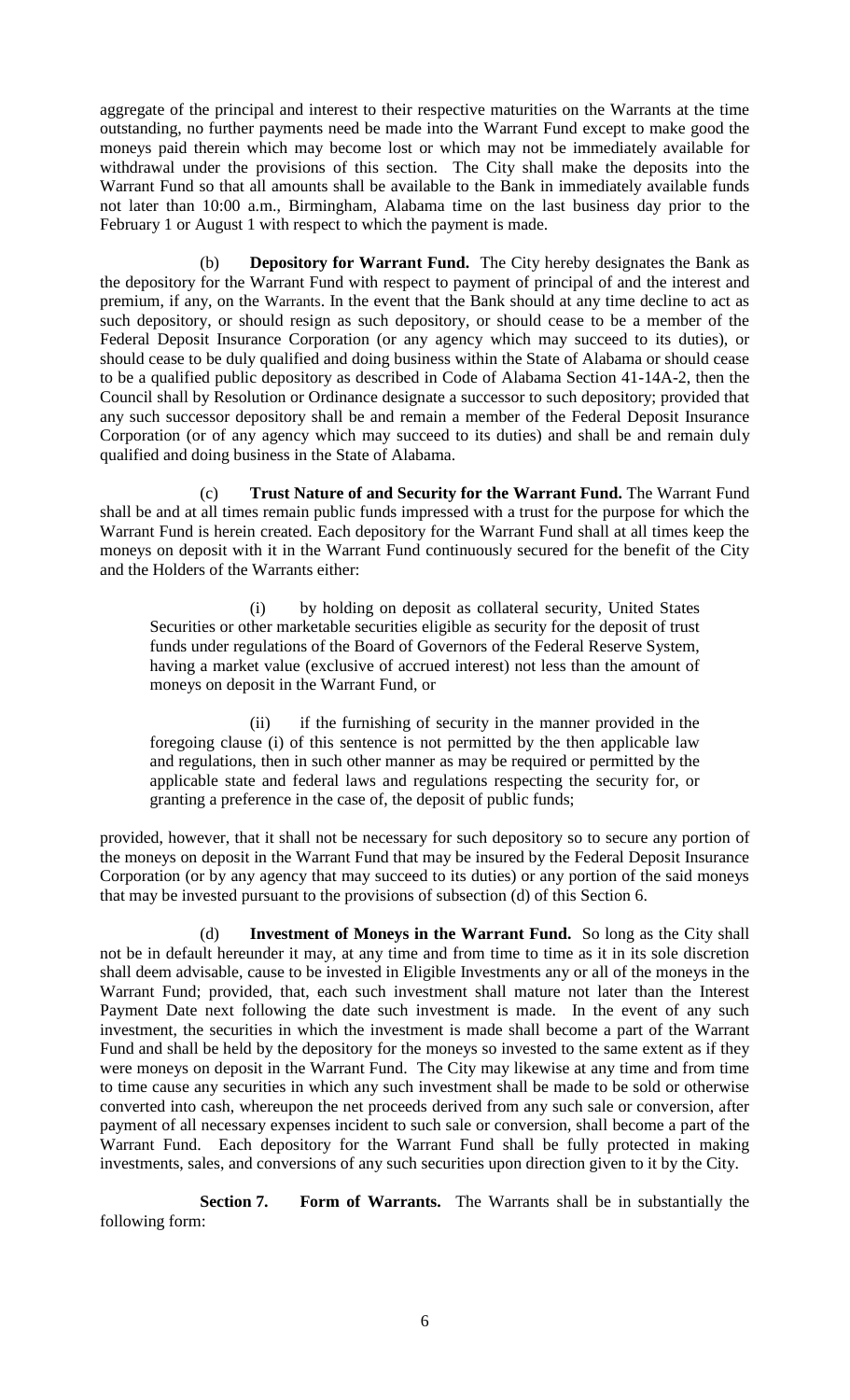aggregate of the principal and interest to their respective maturities on the Warrants at the time outstanding, no further payments need be made into the Warrant Fund except to make good the moneys paid therein which may become lost or which may not be immediately available for withdrawal under the provisions of this section. The City shall make the deposits into the Warrant Fund so that all amounts shall be available to the Bank in immediately available funds not later than 10:00 a.m., Birmingham, Alabama time on the last business day prior to the February 1 or August 1 with respect to which the payment is made.

(b) **Depository for Warrant Fund.** The City hereby designates the Bank as the depository for the Warrant Fund with respect to payment of principal of and the interest and premium, if any, on the Warrants. In the event that the Bank should at any time decline to act as such depository, or should resign as such depository, or should cease to be a member of the Federal Deposit Insurance Corporation (or any agency which may succeed to its duties), or should cease to be duly qualified and doing business within the State of Alabama or should cease to be a qualified public depository as described in Code of Alabama Section 41-14A-2, then the Council shall by Resolution or Ordinance designate a successor to such depository; provided that any such successor depository shall be and remain a member of the Federal Deposit Insurance Corporation (or of any agency which may succeed to its duties) and shall be and remain duly qualified and doing business in the State of Alabama.

(c) **Trust Nature of and Security for the Warrant Fund.** The Warrant Fund shall be and at all times remain public funds impressed with a trust for the purpose for which the Warrant Fund is herein created. Each depository for the Warrant Fund shall at all times keep the moneys on deposit with it in the Warrant Fund continuously secured for the benefit of the City and the Holders of the Warrants either:

(i) by holding on deposit as collateral security, United States Securities or other marketable securities eligible as security for the deposit of trust funds under regulations of the Board of Governors of the Federal Reserve System, having a market value (exclusive of accrued interest) not less than the amount of moneys on deposit in the Warrant Fund, or

(ii) if the furnishing of security in the manner provided in the foregoing clause (i) of this sentence is not permitted by the then applicable law and regulations, then in such other manner as may be required or permitted by the applicable state and federal laws and regulations respecting the security for, or granting a preference in the case of, the deposit of public funds;

provided, however, that it shall not be necessary for such depository so to secure any portion of the moneys on deposit in the Warrant Fund that may be insured by the Federal Deposit Insurance Corporation (or by any agency that may succeed to its duties) or any portion of the said moneys that may be invested pursuant to the provisions of subsection (d) of this Section 6.

(d) **Investment of Moneys in the Warrant Fund.** So long as the City shall not be in default hereunder it may, at any time and from time to time as it in its sole discretion shall deem advisable, cause to be invested in Eligible Investments any or all of the moneys in the Warrant Fund; provided, that, each such investment shall mature not later than the Interest Payment Date next following the date such investment is made. In the event of any such investment, the securities in which the investment is made shall become a part of the Warrant Fund and shall be held by the depository for the moneys so invested to the same extent as if they were moneys on deposit in the Warrant Fund. The City may likewise at any time and from time to time cause any securities in which any such investment shall be made to be sold or otherwise converted into cash, whereupon the net proceeds derived from any such sale or conversion, after payment of all necessary expenses incident to such sale or conversion, shall become a part of the Warrant Fund. Each depository for the Warrant Fund shall be fully protected in making investments, sales, and conversions of any such securities upon direction given to it by the City.

**Section 7. Form of Warrants.** The Warrants shall be in substantially the following form: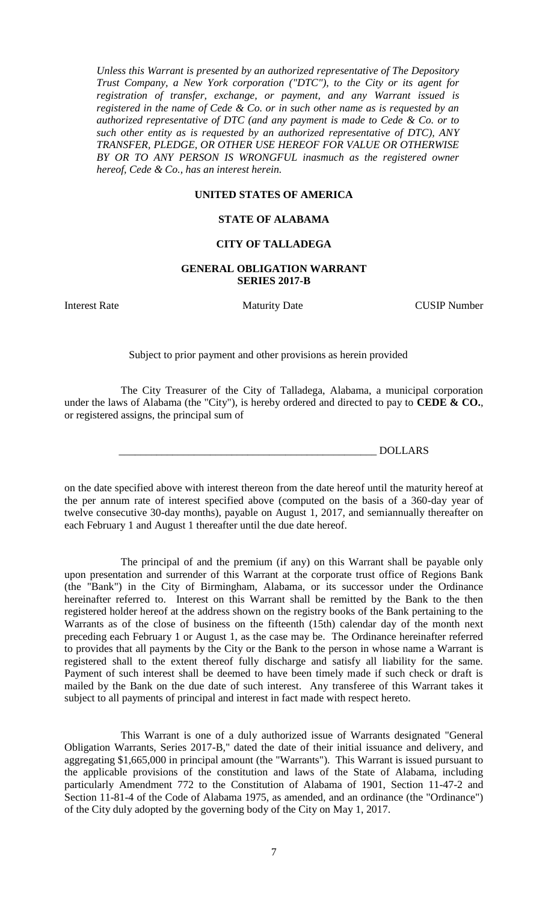*Unless this Warrant is presented by an authorized representative of The Depository Trust Company, a New York corporation ("DTC"), to the City or its agent for registration of transfer, exchange, or payment, and any Warrant issued is registered in the name of Cede & Co. or in such other name as is requested by an authorized representative of DTC (and any payment is made to Cede & Co. or to such other entity as is requested by an authorized representative of DTC), ANY TRANSFER, PLEDGE, OR OTHER USE HEREOF FOR VALUE OR OTHERWISE BY OR TO ANY PERSON IS WRONGFUL inasmuch as the registered owner hereof, Cede & Co., has an interest herein.*

**UNITED STATES OF AMERICA**

**STATE OF ALABAMA**

**CITY OF TALLADEGA**

**GENERAL OBLIGATION WARRANT**
**SERIES 2017-B**

| Interest Rate | Maturity Date | CUSIP Number |
|---|---|---|

Subject to prior payment and other provisions as herein provided

The City Treasurer of the City of Talladega, Alabama, a municipal corporation under the laws of Alabama (the "City"), is hereby ordered and directed to pay to **CEDE & CO.**, or registered assigns, the principal sum of

_________________________________________________ DOLLARS

on the date specified above with interest thereon from the date hereof until the maturity hereof at the per annum rate of interest specified above (computed on the basis of a 360-day year of twelve consecutive 30-day months), payable on August 1, 2017, and semiannually thereafter on each February 1 and August 1 thereafter until the due date hereof.

The principal of and the premium (if any) on this Warrant shall be payable only upon presentation and surrender of this Warrant at the corporate trust office of Regions Bank (the "Bank") in the City of Birmingham, Alabama, or its successor under the Ordinance hereinafter referred to. Interest on this Warrant shall be remitted by the Bank to the then registered holder hereof at the address shown on the registry books of the Bank pertaining to the Warrants as of the close of business on the fifteenth (15th) calendar day of the month next preceding each February 1 or August 1, as the case may be. The Ordinance hereinafter referred to provides that all payments by the City or the Bank to the person in whose name a Warrant is registered shall to the extent thereof fully discharge and satisfy all liability for the same. Payment of such interest shall be deemed to have been timely made if such check or draft is mailed by the Bank on the due date of such interest. Any transferee of this Warrant takes it subject to all payments of principal and interest in fact made with respect hereto.

This Warrant is one of a duly authorized issue of Warrants designated "General Obligation Warrants, Series 2017-B," dated the date of their initial issuance and delivery, and aggregating $1,665,000 in principal amount (the "Warrants"). This Warrant is issued pursuant to the applicable provisions of the constitution and laws of the State of Alabama, including particularly Amendment 772 to the Constitution of Alabama of 1901, Section 11-47-2 and Section 11-81-4 of the Code of Alabama 1975, as amended, and an ordinance (the "Ordinance") of the City duly adopted by the governing body of the City on May 1, 2017.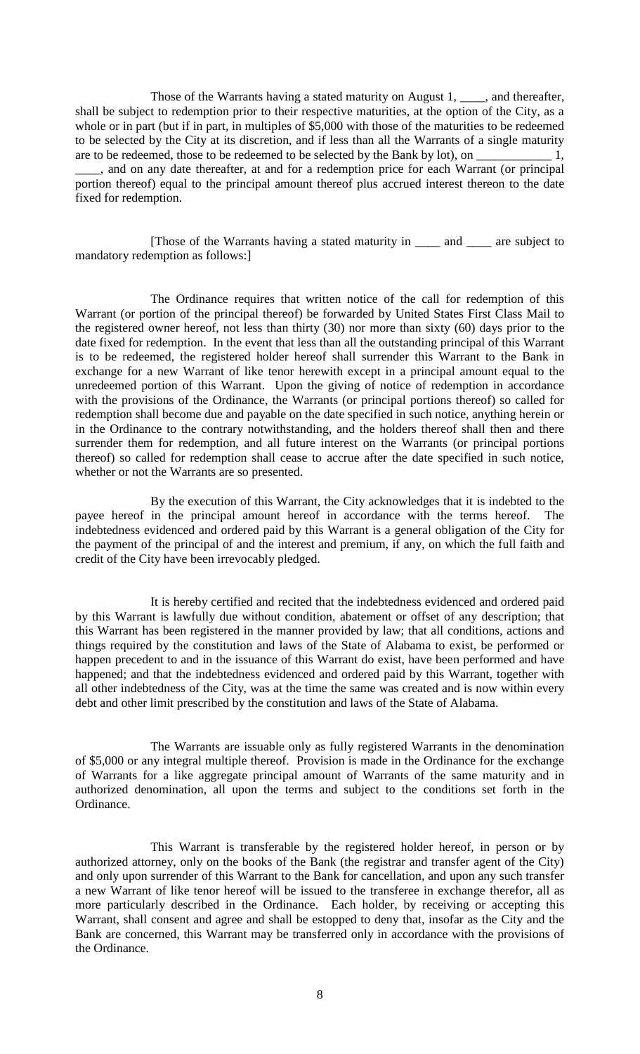Those of the Warrants having a stated maturity on August 1, ____, and thereafter, shall be subject to redemption prior to their respective maturities, at the option of the City, as a whole or in part (but if in part, in multiples of $5,000 with those of the maturities to be redeemed to be selected by the City at its discretion, and if less than all the Warrants of a single maturity are to be redeemed, those to be redeemed to be selected by the Bank by lot), on ____________ 1, ____, and on any date thereafter, at and for a redemption price for each Warrant (or principal portion thereof) equal to the principal amount thereof plus accrued interest thereon to the date fixed for redemption.

[Those of the Warrants having a stated maturity in ____ and ____ are subject to mandatory redemption as follows:]

The Ordinance requires that written notice of the call for redemption of this Warrant (or portion of the principal thereof) be forwarded by United States First Class Mail to the registered owner hereof, not less than thirty (30) nor more than sixty (60) days prior to the date fixed for redemption. In the event that less than all the outstanding principal of this Warrant is to be redeemed, the registered holder hereof shall surrender this Warrant to the Bank in exchange for a new Warrant of like tenor herewith except in a principal amount equal to the unredeemed portion of this Warrant. Upon the giving of notice of redemption in accordance with the provisions of the Ordinance, the Warrants (or principal portions thereof) so called for redemption shall become due and payable on the date specified in such notice, anything herein or in the Ordinance to the contrary notwithstanding, and the holders thereof shall then and there surrender them for redemption, and all future interest on the Warrants (or principal portions thereof) so called for redemption shall cease to accrue after the date specified in such notice, whether or not the Warrants are so presented.

By the execution of this Warrant, the City acknowledges that it is indebted to the payee hereof in the principal amount hereof in accordance with the terms hereof. The indebtedness evidenced and ordered paid by this Warrant is a general obligation of the City for the payment of the principal of and the interest and premium, if any, on which the full faith and credit of the City have been irrevocably pledged.

It is hereby certified and recited that the indebtedness evidenced and ordered paid by this Warrant is lawfully due without condition, abatement or offset of any description; that this Warrant has been registered in the manner provided by law; that all conditions, actions and things required by the constitution and laws of the State of Alabama to exist, be performed or happen precedent to and in the issuance of this Warrant do exist, have been performed and have happened; and that the indebtedness evidenced and ordered paid by this Warrant, together with all other indebtedness of the City, was at the time the same was created and is now within every debt and other limit prescribed by the constitution and laws of the State of Alabama.

The Warrants are issuable only as fully registered Warrants in the denomination of $5,000 or any integral multiple thereof. Provision is made in the Ordinance for the exchange of Warrants for a like aggregate principal amount of Warrants of the same maturity and in authorized denomination, all upon the terms and subject to the conditions set forth in the Ordinance.

This Warrant is transferable by the registered holder hereof, in person or by authorized attorney, only on the books of the Bank (the registrar and transfer agent of the City) and only upon surrender of this Warrant to the Bank for cancellation, and upon any such transfer a new Warrant of like tenor hereof will be issued to the transferee in exchange therefor, all as more particularly described in the Ordinance. Each holder, by receiving or accepting this Warrant, shall consent and agree and shall be estopped to deny that, insofar as the City and the Bank are concerned, this Warrant may be transferred only in accordance with the provisions of the Ordinance.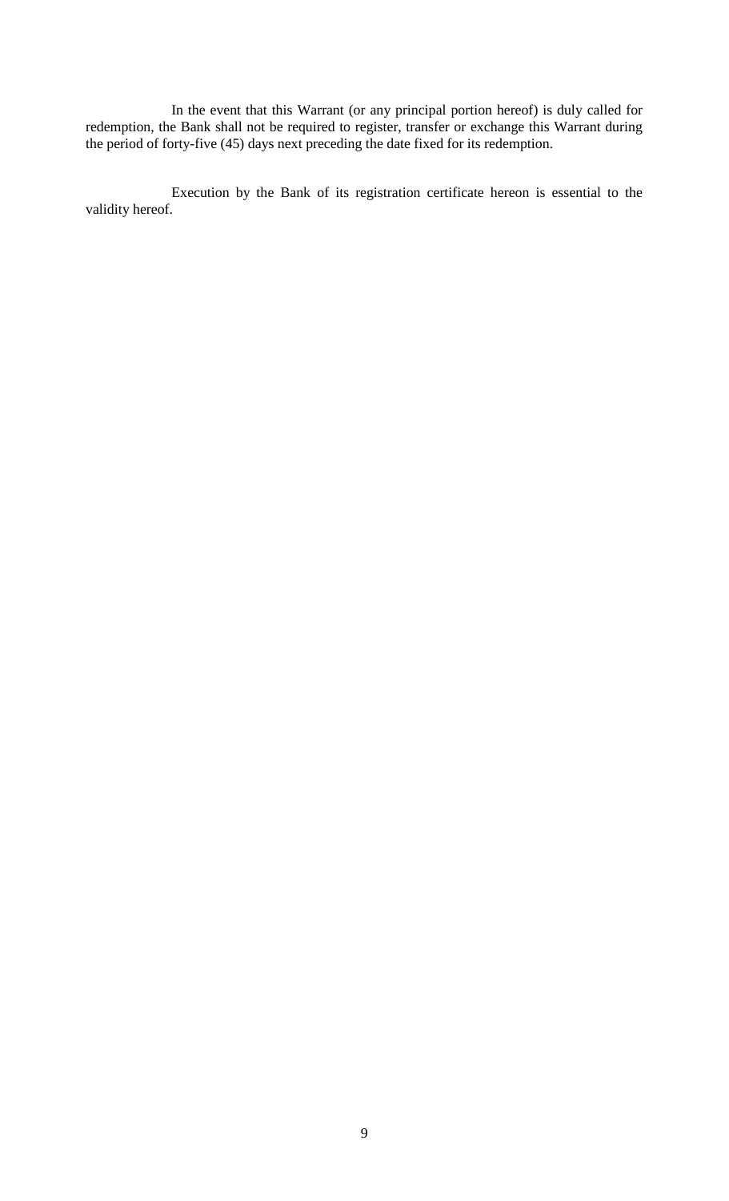In the event that this Warrant (or any principal portion hereof) is duly called for redemption, the Bank shall not be required to register, transfer or exchange this Warrant during the period of forty-five (45) days next preceding the date fixed for its redemption.

Execution by the Bank of its registration certificate hereon is essential to the validity hereof.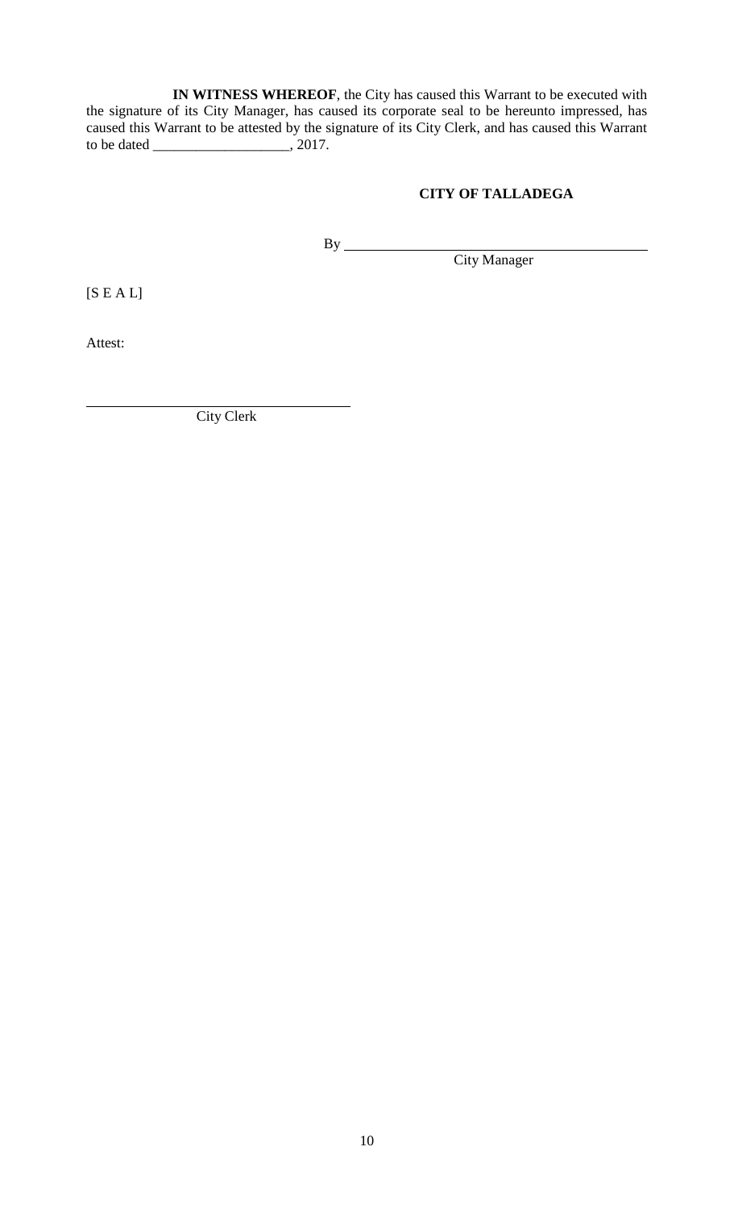**IN WITNESS WHEREOF**, the City has caused this Warrant to be executed with the signature of its City Manager, has caused its corporate seal to be hereunto impressed, has caused this Warrant to be attested by the signature of its City Clerk, and has caused this Warrant to be dated ___________________, 2017.

**CITY OF TALLADEGA**

By ____________________________________________
City Manager

[S E A L]

Attest:

____________________________________
City Clerk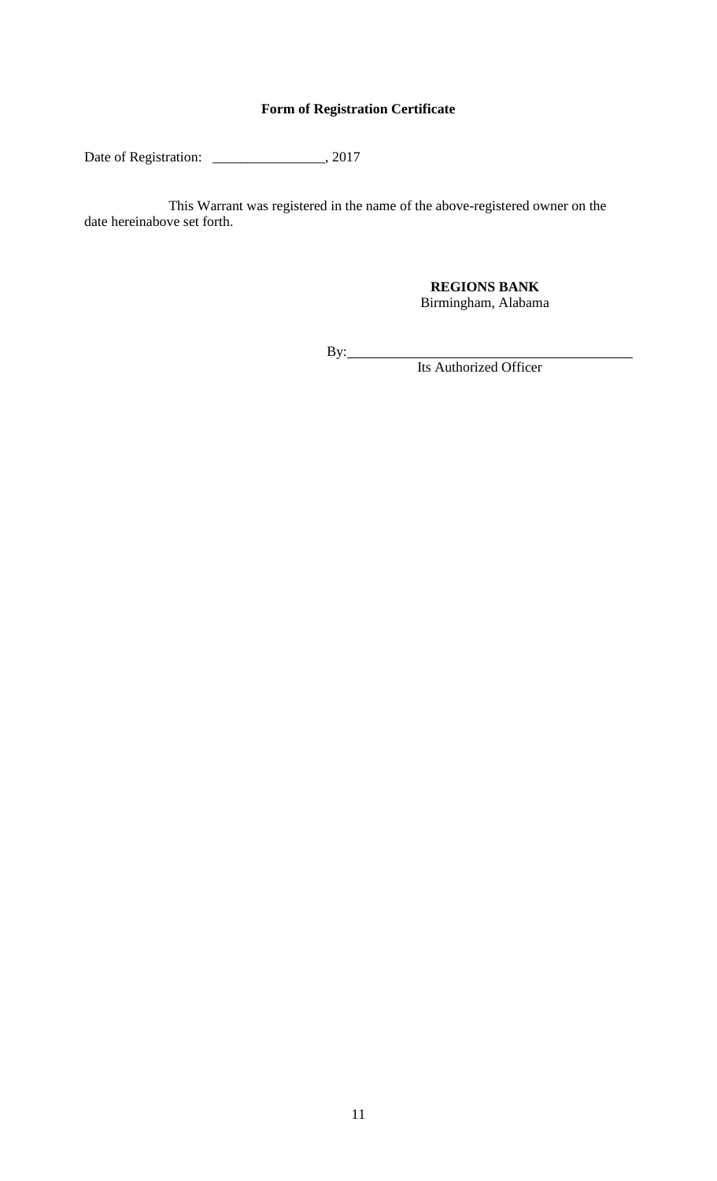**Form of Registration Certificate**

Date of Registration: \_\_\_\_\_\_\_\_\_\_\_\_\_\_\_\_, 2017

This Warrant was registered in the name of the above-registered owner on the date hereinabove set forth.

**REGIONS BANK**
Birmingham, Alabama

By:\_\_\_\_\_\_\_\_\_\_\_\_\_\_\_\_\_\_\_\_\_\_\_\_\_\_\_\_\_\_\_\_\_\_\_\_\_\_\_\_
Its Authorized Officer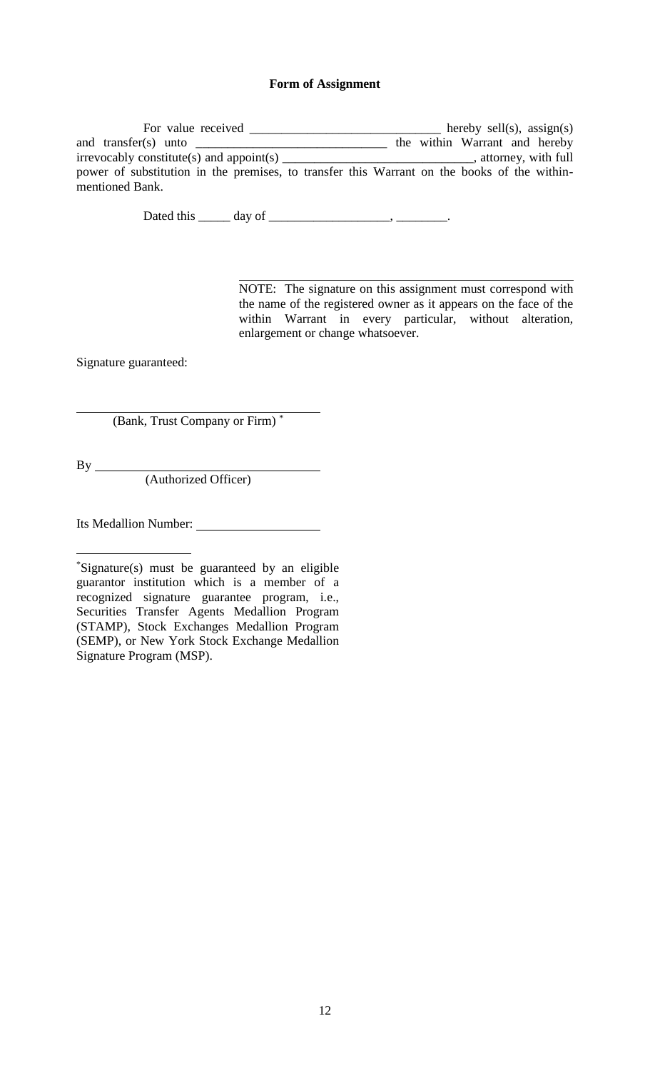**Form of Assignment**

For value received ______________________________ hereby sell(s), assign(s) and transfer(s) unto ______________________________ the within Warrant and hereby irrevocably constitute(s) and appoint(s) ______________________________, attorney, with full power of substitution in the premises, to transfer this Warrant on the books of the within-mentioned Bank.

Dated this _____ day of ___________________, ________.

______________________________________________

NOTE: The signature on this assignment must correspond with the name of the registered owner as it appears on the face of the within Warrant in every particular, without alteration, enlargement or change whatsoever.

Signature guaranteed:

______________________________________
(Bank, Trust Company or Firm) *

By ____________________________________
(Authorized Officer)

Its Medallion Number: ___________________

*Signature(s) must be guaranteed by an eligible guarantor institution which is a member of a recognized signature guarantee program, i.e., Securities Transfer Agents Medallion Program (STAMP), Stock Exchanges Medallion Program (SEMP), or New York Stock Exchange Medallion Signature Program (MSP).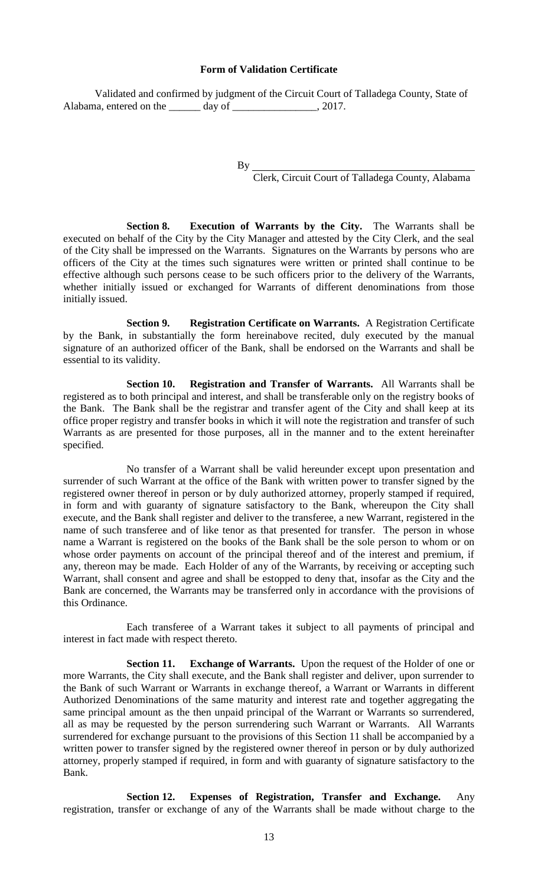**Form of Validation Certificate**

Validated and confirmed by judgment of the Circuit Court of Talladega County, State of Alabama, entered on the ______ day of ________________, 2017.

By ________________________________________

Clerk, Circuit Court of Talladega County, Alabama

**Section 8. Execution of Warrants by the City.** The Warrants shall be executed on behalf of the City by the City Manager and attested by the City Clerk, and the seal of the City shall be impressed on the Warrants. Signatures on the Warrants by persons who are officers of the City at the times such signatures were written or printed shall continue to be effective although such persons cease to be such officers prior to the delivery of the Warrants, whether initially issued or exchanged for Warrants of different denominations from those initially issued.

**Section 9. Registration Certificate on Warrants.** A Registration Certificate by the Bank, in substantially the form hereinabove recited, duly executed by the manual signature of an authorized officer of the Bank, shall be endorsed on the Warrants and shall be essential to its validity.

**Section 10. Registration and Transfer of Warrants.** All Warrants shall be registered as to both principal and interest, and shall be transferable only on the registry books of the Bank. The Bank shall be the registrar and transfer agent of the City and shall keep at its office proper registry and transfer books in which it will note the registration and transfer of such Warrants as are presented for those purposes, all in the manner and to the extent hereinafter specified.

No transfer of a Warrant shall be valid hereunder except upon presentation and surrender of such Warrant at the office of the Bank with written power to transfer signed by the registered owner thereof in person or by duly authorized attorney, properly stamped if required, in form and with guaranty of signature satisfactory to the Bank, whereupon the City shall execute, and the Bank shall register and deliver to the transferee, a new Warrant, registered in the name of such transferee and of like tenor as that presented for transfer. The person in whose name a Warrant is registered on the books of the Bank shall be the sole person to whom or on whose order payments on account of the principal thereof and of the interest and premium, if any, thereon may be made. Each Holder of any of the Warrants, by receiving or accepting such Warrant, shall consent and agree and shall be estopped to deny that, insofar as the City and the Bank are concerned, the Warrants may be transferred only in accordance with the provisions of this Ordinance.

Each transferee of a Warrant takes it subject to all payments of principal and interest in fact made with respect thereto.

**Section 11. Exchange of Warrants.** Upon the request of the Holder of one or more Warrants, the City shall execute, and the Bank shall register and deliver, upon surrender to the Bank of such Warrant or Warrants in exchange thereof, a Warrant or Warrants in different Authorized Denominations of the same maturity and interest rate and together aggregating the same principal amount as the then unpaid principal of the Warrant or Warrants so surrendered, all as may be requested by the person surrendering such Warrant or Warrants. All Warrants surrendered for exchange pursuant to the provisions of this Section 11 shall be accompanied by a written power to transfer signed by the registered owner thereof in person or by duly authorized attorney, properly stamped if required, in form and with guaranty of signature satisfactory to the Bank.

**Section 12. Expenses of Registration, Transfer and Exchange.** Any registration, transfer or exchange of any of the Warrants shall be made without charge to the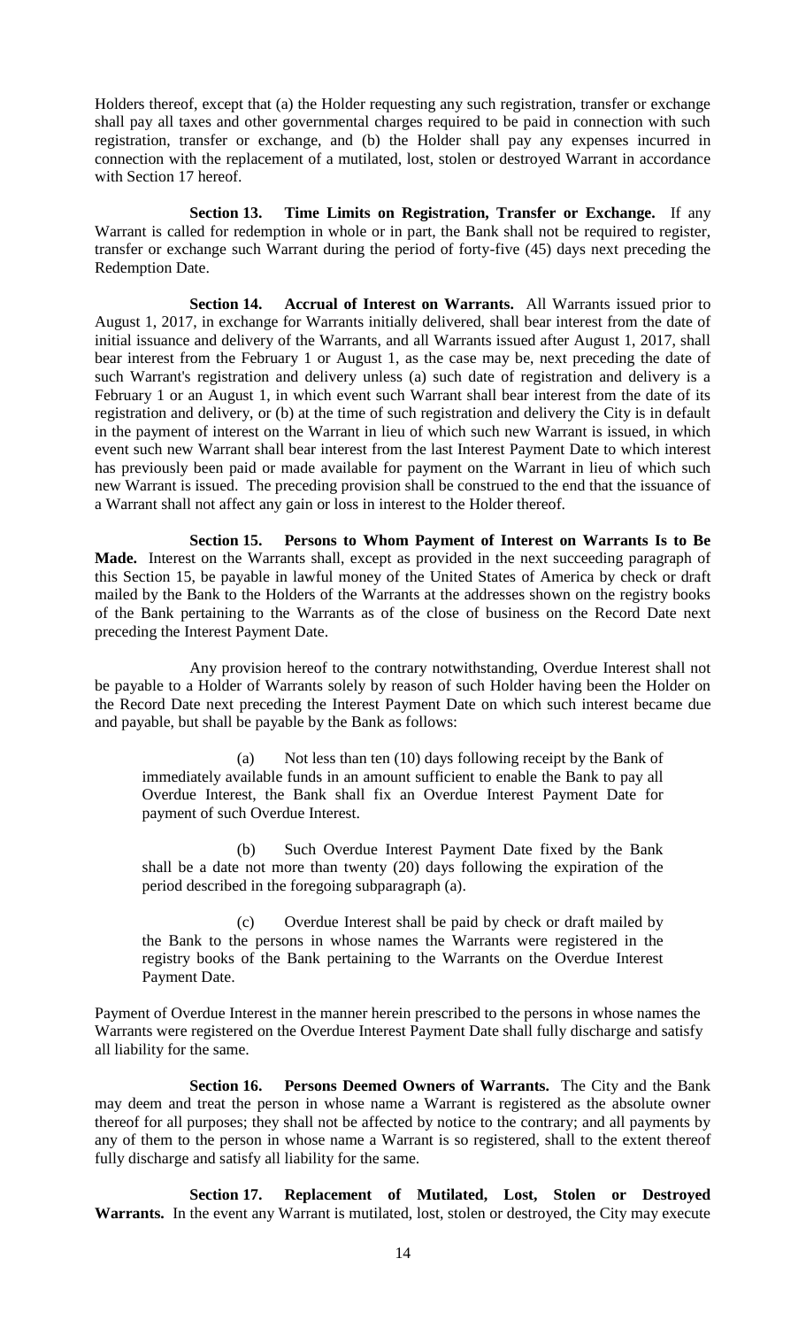Holders thereof, except that (a) the Holder requesting any such registration, transfer or exchange shall pay all taxes and other governmental charges required to be paid in connection with such registration, transfer or exchange, and (b) the Holder shall pay any expenses incurred in connection with the replacement of a mutilated, lost, stolen or destroyed Warrant in accordance with Section 17 hereof.

**Section 13. Time Limits on Registration, Transfer or Exchange.** If any Warrant is called for redemption in whole or in part, the Bank shall not be required to register, transfer or exchange such Warrant during the period of forty-five (45) days next preceding the Redemption Date.

**Section 14. Accrual of Interest on Warrants.** All Warrants issued prior to August 1, 2017, in exchange for Warrants initially delivered, shall bear interest from the date of initial issuance and delivery of the Warrants, and all Warrants issued after August 1, 2017, shall bear interest from the February 1 or August 1, as the case may be, next preceding the date of such Warrant's registration and delivery unless (a) such date of registration and delivery is a February 1 or an August 1, in which event such Warrant shall bear interest from the date of its registration and delivery, or (b) at the time of such registration and delivery the City is in default in the payment of interest on the Warrant in lieu of which such new Warrant is issued, in which event such new Warrant shall bear interest from the last Interest Payment Date to which interest has previously been paid or made available for payment on the Warrant in lieu of which such new Warrant is issued. The preceding provision shall be construed to the end that the issuance of a Warrant shall not affect any gain or loss in interest to the Holder thereof.

**Section 15. Persons to Whom Payment of Interest on Warrants Is to Be Made.** Interest on the Warrants shall, except as provided in the next succeeding paragraph of this Section 15, be payable in lawful money of the United States of America by check or draft mailed by the Bank to the Holders of the Warrants at the addresses shown on the registry books of the Bank pertaining to the Warrants as of the close of business on the Record Date next preceding the Interest Payment Date.

Any provision hereof to the contrary notwithstanding, Overdue Interest shall not be payable to a Holder of Warrants solely by reason of such Holder having been the Holder on the Record Date next preceding the Interest Payment Date on which such interest became due and payable, but shall be payable by the Bank as follows:

(a) Not less than ten (10) days following receipt by the Bank of immediately available funds in an amount sufficient to enable the Bank to pay all Overdue Interest, the Bank shall fix an Overdue Interest Payment Date for payment of such Overdue Interest.

(b) Such Overdue Interest Payment Date fixed by the Bank shall be a date not more than twenty (20) days following the expiration of the period described in the foregoing subparagraph (a).

(c) Overdue Interest shall be paid by check or draft mailed by the Bank to the persons in whose names the Warrants were registered in the registry books of the Bank pertaining to the Warrants on the Overdue Interest Payment Date.

Payment of Overdue Interest in the manner herein prescribed to the persons in whose names the Warrants were registered on the Overdue Interest Payment Date shall fully discharge and satisfy all liability for the same.

**Section 16. Persons Deemed Owners of Warrants.** The City and the Bank may deem and treat the person in whose name a Warrant is registered as the absolute owner thereof for all purposes; they shall not be affected by notice to the contrary; and all payments by any of them to the person in whose name a Warrant is so registered, shall to the extent thereof fully discharge and satisfy all liability for the same.

**Section 17. Replacement of Mutilated, Lost, Stolen or Destroyed Warrants.** In the event any Warrant is mutilated, lost, stolen or destroyed, the City may execute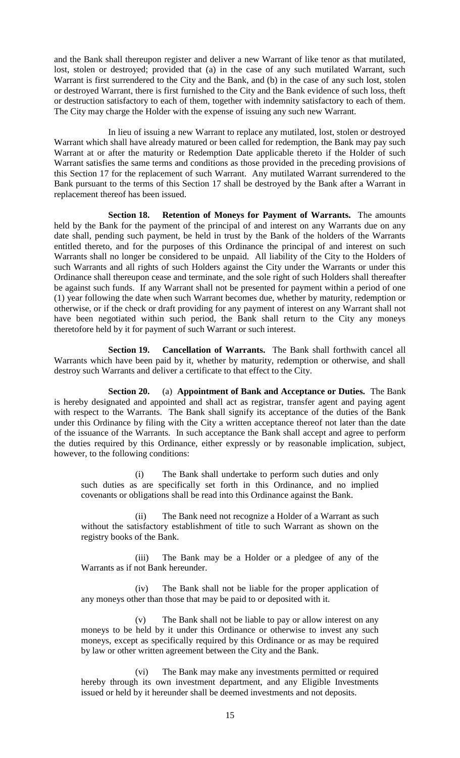and the Bank shall thereupon register and deliver a new Warrant of like tenor as that mutilated, lost, stolen or destroyed; provided that (a) in the case of any such mutilated Warrant, such Warrant is first surrendered to the City and the Bank, and (b) in the case of any such lost, stolen or destroyed Warrant, there is first furnished to the City and the Bank evidence of such loss, theft or destruction satisfactory to each of them, together with indemnity satisfactory to each of them. The City may charge the Holder with the expense of issuing any such new Warrant.

In lieu of issuing a new Warrant to replace any mutilated, lost, stolen or destroyed Warrant which shall have already matured or been called for redemption, the Bank may pay such Warrant at or after the maturity or Redemption Date applicable thereto if the Holder of such Warrant satisfies the same terms and conditions as those provided in the preceding provisions of this Section 17 for the replacement of such Warrant. Any mutilated Warrant surrendered to the Bank pursuant to the terms of this Section 17 shall be destroyed by the Bank after a Warrant in replacement thereof has been issued.

**Section 18. Retention of Moneys for Payment of Warrants.** The amounts held by the Bank for the payment of the principal of and interest on any Warrants due on any date shall, pending such payment, be held in trust by the Bank of the holders of the Warrants entitled thereto, and for the purposes of this Ordinance the principal of and interest on such Warrants shall no longer be considered to be unpaid. All liability of the City to the Holders of such Warrants and all rights of such Holders against the City under the Warrants or under this Ordinance shall thereupon cease and terminate, and the sole right of such Holders shall thereafter be against such funds. If any Warrant shall not be presented for payment within a period of one (1) year following the date when such Warrant becomes due, whether by maturity, redemption or otherwise, or if the check or draft providing for any payment of interest on any Warrant shall not have been negotiated within such period, the Bank shall return to the City any moneys theretofore held by it for payment of such Warrant or such interest.

**Section 19. Cancellation of Warrants.** The Bank shall forthwith cancel all Warrants which have been paid by it, whether by maturity, redemption or otherwise, and shall destroy such Warrants and deliver a certificate to that effect to the City.

**Section 20.** (a) **Appointment of Bank and Acceptance or Duties.** The Bank is hereby designated and appointed and shall act as registrar, transfer agent and paying agent with respect to the Warrants. The Bank shall signify its acceptance of the duties of the Bank under this Ordinance by filing with the City a written acceptance thereof not later than the date of the issuance of the Warrants. In such acceptance the Bank shall accept and agree to perform the duties required by this Ordinance, either expressly or by reasonable implication, subject, however, to the following conditions:

(i) The Bank shall undertake to perform such duties and only such duties as are specifically set forth in this Ordinance, and no implied covenants or obligations shall be read into this Ordinance against the Bank.

(ii) The Bank need not recognize a Holder of a Warrant as such without the satisfactory establishment of title to such Warrant as shown on the registry books of the Bank.

(iii) The Bank may be a Holder or a pledgee of any of the Warrants as if not Bank hereunder.

(iv) The Bank shall not be liable for the proper application of any moneys other than those that may be paid to or deposited with it.

(v) The Bank shall not be liable to pay or allow interest on any moneys to be held by it under this Ordinance or otherwise to invest any such moneys, except as specifically required by this Ordinance or as may be required by law or other written agreement between the City and the Bank.

(vi) The Bank may make any investments permitted or required hereby through its own investment department, and any Eligible Investments issued or held by it hereunder shall be deemed investments and not deposits.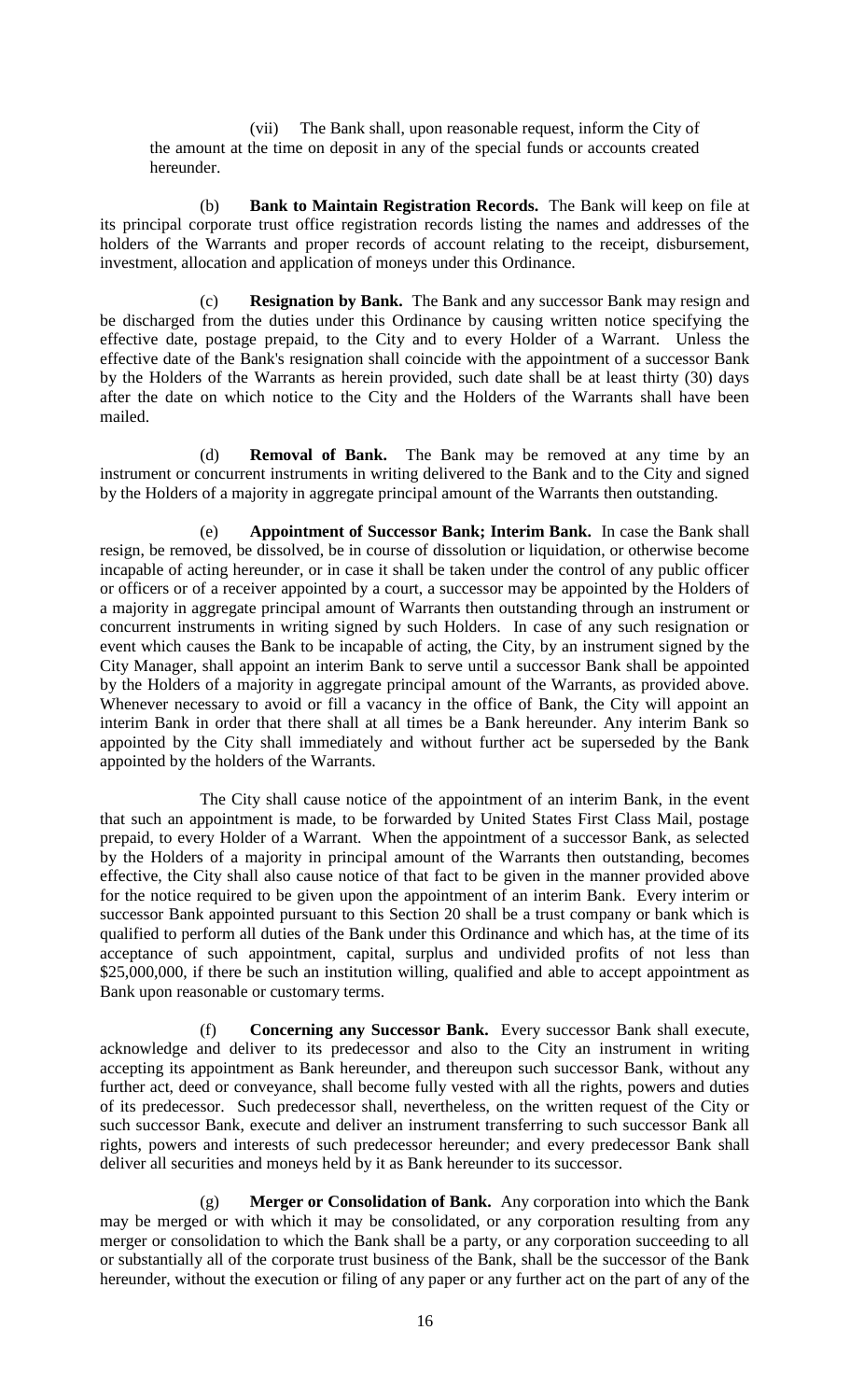(vii) The Bank shall, upon reasonable request, inform the City of the amount at the time on deposit in any of the special funds or accounts created hereunder.

(b) **Bank to Maintain Registration Records.** The Bank will keep on file at its principal corporate trust office registration records listing the names and addresses of the holders of the Warrants and proper records of account relating to the receipt, disbursement, investment, allocation and application of moneys under this Ordinance.

(c) **Resignation by Bank.** The Bank and any successor Bank may resign and be discharged from the duties under this Ordinance by causing written notice specifying the effective date, postage prepaid, to the City and to every Holder of a Warrant. Unless the effective date of the Bank's resignation shall coincide with the appointment of a successor Bank by the Holders of the Warrants as herein provided, such date shall be at least thirty (30) days after the date on which notice to the City and the Holders of the Warrants shall have been mailed.

(d) **Removal of Bank.** The Bank may be removed at any time by an instrument or concurrent instruments in writing delivered to the Bank and to the City and signed by the Holders of a majority in aggregate principal amount of the Warrants then outstanding.

(e) **Appointment of Successor Bank; Interim Bank.** In case the Bank shall resign, be removed, be dissolved, be in course of dissolution or liquidation, or otherwise become incapable of acting hereunder, or in case it shall be taken under the control of any public officer or officers or of a receiver appointed by a court, a successor may be appointed by the Holders of a majority in aggregate principal amount of Warrants then outstanding through an instrument or concurrent instruments in writing signed by such Holders. In case of any such resignation or event which causes the Bank to be incapable of acting, the City, by an instrument signed by the City Manager, shall appoint an interim Bank to serve until a successor Bank shall be appointed by the Holders of a majority in aggregate principal amount of the Warrants, as provided above. Whenever necessary to avoid or fill a vacancy in the office of Bank, the City will appoint an interim Bank in order that there shall at all times be a Bank hereunder. Any interim Bank so appointed by the City shall immediately and without further act be superseded by the Bank appointed by the holders of the Warrants.

The City shall cause notice of the appointment of an interim Bank, in the event that such an appointment is made, to be forwarded by United States First Class Mail, postage prepaid, to every Holder of a Warrant. When the appointment of a successor Bank, as selected by the Holders of a majority in principal amount of the Warrants then outstanding, becomes effective, the City shall also cause notice of that fact to be given in the manner provided above for the notice required to be given upon the appointment of an interim Bank. Every interim or successor Bank appointed pursuant to this Section 20 shall be a trust company or bank which is qualified to perform all duties of the Bank under this Ordinance and which has, at the time of its acceptance of such appointment, capital, surplus and undivided profits of not less than $25,000,000, if there be such an institution willing, qualified and able to accept appointment as Bank upon reasonable or customary terms.

(f) **Concerning any Successor Bank.** Every successor Bank shall execute, acknowledge and deliver to its predecessor and also to the City an instrument in writing accepting its appointment as Bank hereunder, and thereupon such successor Bank, without any further act, deed or conveyance, shall become fully vested with all the rights, powers and duties of its predecessor. Such predecessor shall, nevertheless, on the written request of the City or such successor Bank, execute and deliver an instrument transferring to such successor Bank all rights, powers and interests of such predecessor hereunder; and every predecessor Bank shall deliver all securities and moneys held by it as Bank hereunder to its successor.

(g) **Merger or Consolidation of Bank.** Any corporation into which the Bank may be merged or with which it may be consolidated, or any corporation resulting from any merger or consolidation to which the Bank shall be a party, or any corporation succeeding to all or substantially all of the corporate trust business of the Bank, shall be the successor of the Bank hereunder, without the execution or filing of any paper or any further act on the part of any of the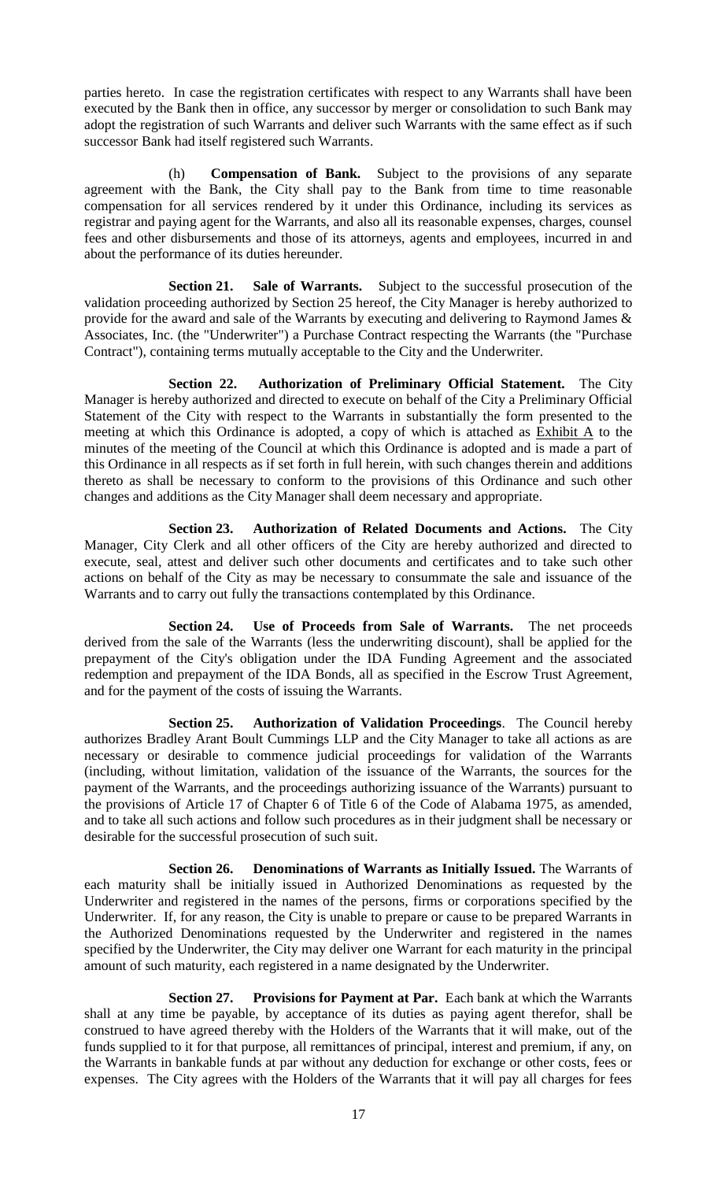parties hereto. In case the registration certificates with respect to any Warrants shall have been executed by the Bank then in office, any successor by merger or consolidation to such Bank may adopt the registration of such Warrants and deliver such Warrants with the same effect as if such successor Bank had itself registered such Warrants.

(h) **Compensation of Bank.** Subject to the provisions of any separate agreement with the Bank, the City shall pay to the Bank from time to time reasonable compensation for all services rendered by it under this Ordinance, including its services as registrar and paying agent for the Warrants, and also all its reasonable expenses, charges, counsel fees and other disbursements and those of its attorneys, agents and employees, incurred in and about the performance of its duties hereunder.

**Section 21. Sale of Warrants.** Subject to the successful prosecution of the validation proceeding authorized by Section 25 hereof, the City Manager is hereby authorized to provide for the award and sale of the Warrants by executing and delivering to Raymond James & Associates, Inc. (the "Underwriter") a Purchase Contract respecting the Warrants (the "Purchase Contract"), containing terms mutually acceptable to the City and the Underwriter.

**Section 22. Authorization of Preliminary Official Statement.** The City Manager is hereby authorized and directed to execute on behalf of the City a Preliminary Official Statement of the City with respect to the Warrants in substantially the form presented to the meeting at which this Ordinance is adopted, a copy of which is attached as Exhibit A to the minutes of the meeting of the Council at which this Ordinance is adopted and is made a part of this Ordinance in all respects as if set forth in full herein, with such changes therein and additions thereto as shall be necessary to conform to the provisions of this Ordinance and such other changes and additions as the City Manager shall deem necessary and appropriate.

**Section 23. Authorization of Related Documents and Actions.** The City Manager, City Clerk and all other officers of the City are hereby authorized and directed to execute, seal, attest and deliver such other documents and certificates and to take such other actions on behalf of the City as may be necessary to consummate the sale and issuance of the Warrants and to carry out fully the transactions contemplated by this Ordinance.

**Section 24. Use of Proceeds from Sale of Warrants.** The net proceeds derived from the sale of the Warrants (less the underwriting discount), shall be applied for the prepayment of the City's obligation under the IDA Funding Agreement and the associated redemption and prepayment of the IDA Bonds, all as specified in the Escrow Trust Agreement, and for the payment of the costs of issuing the Warrants.

**Section 25. Authorization of Validation Proceedings**. The Council hereby authorizes Bradley Arant Boult Cummings LLP and the City Manager to take all actions as are necessary or desirable to commence judicial proceedings for validation of the Warrants (including, without limitation, validation of the issuance of the Warrants, the sources for the payment of the Warrants, and the proceedings authorizing issuance of the Warrants) pursuant to the provisions of Article 17 of Chapter 6 of Title 6 of the Code of Alabama 1975, as amended, and to take all such actions and follow such procedures as in their judgment shall be necessary or desirable for the successful prosecution of such suit.

**Section 26. Denominations of Warrants as Initially Issued.** The Warrants of each maturity shall be initially issued in Authorized Denominations as requested by the Underwriter and registered in the names of the persons, firms or corporations specified by the Underwriter. If, for any reason, the City is unable to prepare or cause to be prepared Warrants in the Authorized Denominations requested by the Underwriter and registered in the names specified by the Underwriter, the City may deliver one Warrant for each maturity in the principal amount of such maturity, each registered in a name designated by the Underwriter.

**Section 27. Provisions for Payment at Par.** Each bank at which the Warrants shall at any time be payable, by acceptance of its duties as paying agent therefor, shall be construed to have agreed thereby with the Holders of the Warrants that it will make, out of the funds supplied to it for that purpose, all remittances of principal, interest and premium, if any, on the Warrants in bankable funds at par without any deduction for exchange or other costs, fees or expenses. The City agrees with the Holders of the Warrants that it will pay all charges for fees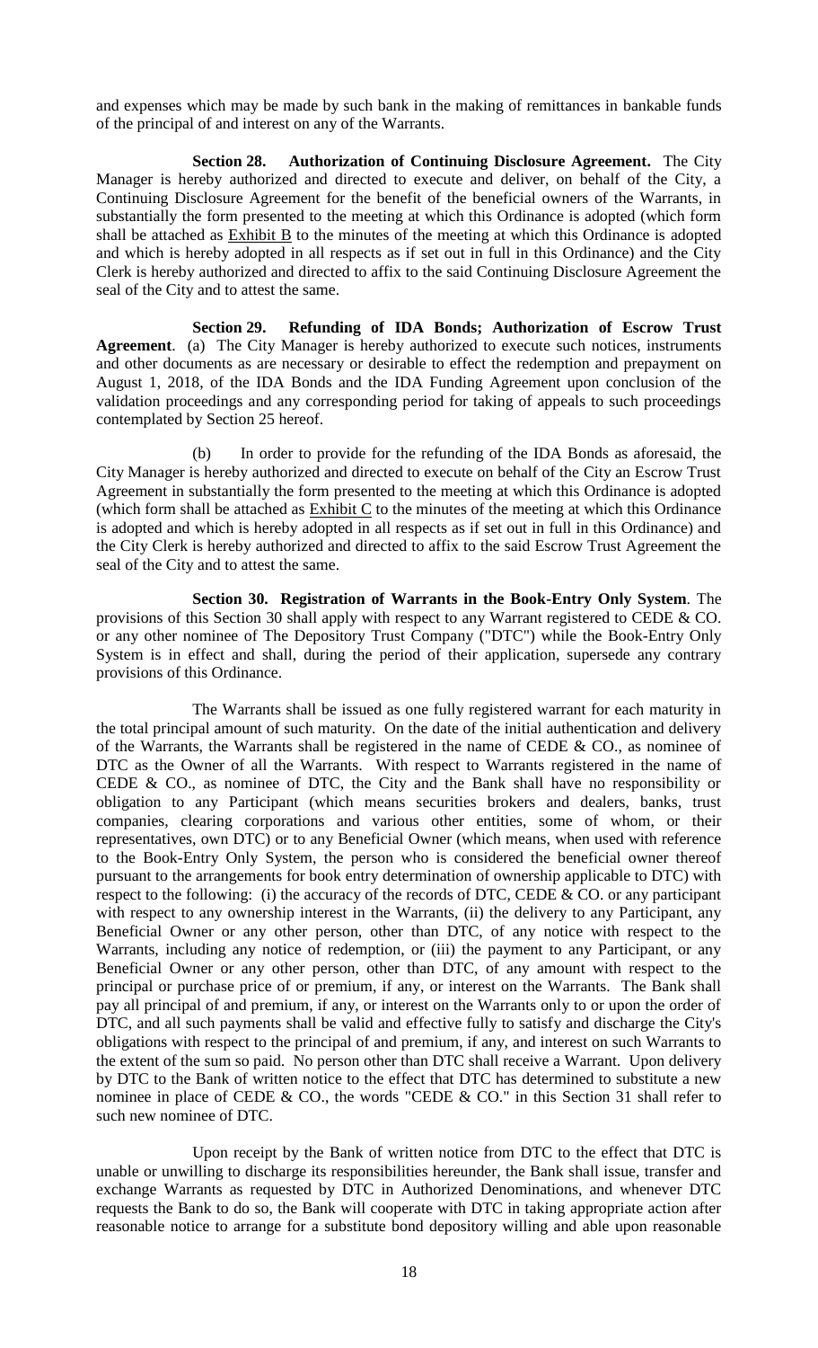and expenses which may be made by such bank in the making of remittances in bankable funds of the principal of and interest on any of the Warrants.

**Section 28. Authorization of Continuing Disclosure Agreement.** The City Manager is hereby authorized and directed to execute and deliver, on behalf of the City, a Continuing Disclosure Agreement for the benefit of the beneficial owners of the Warrants, in substantially the form presented to the meeting at which this Ordinance is adopted (which form shall be attached as Exhibit B to the minutes of the meeting at which this Ordinance is adopted and which is hereby adopted in all respects as if set out in full in this Ordinance) and the City Clerk is hereby authorized and directed to affix to the said Continuing Disclosure Agreement the seal of the City and to attest the same.

**Section 29. Refunding of IDA Bonds; Authorization of Escrow Trust Agreement**. (a) The City Manager is hereby authorized to execute such notices, instruments and other documents as are necessary or desirable to effect the redemption and prepayment on August 1, 2018, of the IDA Bonds and the IDA Funding Agreement upon conclusion of the validation proceedings and any corresponding period for taking of appeals to such proceedings contemplated by Section 25 hereof.

(b) In order to provide for the refunding of the IDA Bonds as aforesaid, the City Manager is hereby authorized and directed to execute on behalf of the City an Escrow Trust Agreement in substantially the form presented to the meeting at which this Ordinance is adopted (which form shall be attached as Exhibit C to the minutes of the meeting at which this Ordinance is adopted and which is hereby adopted in all respects as if set out in full in this Ordinance) and the City Clerk is hereby authorized and directed to affix to the said Escrow Trust Agreement the seal of the City and to attest the same.

**Section 30. Registration of Warrants in the Book-Entry Only System**. The provisions of this Section 30 shall apply with respect to any Warrant registered to CEDE & CO. or any other nominee of The Depository Trust Company ("DTC") while the Book-Entry Only System is in effect and shall, during the period of their application, supersede any contrary provisions of this Ordinance.

The Warrants shall be issued as one fully registered warrant for each maturity in the total principal amount of such maturity. On the date of the initial authentication and delivery of the Warrants, the Warrants shall be registered in the name of CEDE & CO., as nominee of DTC as the Owner of all the Warrants. With respect to Warrants registered in the name of CEDE & CO., as nominee of DTC, the City and the Bank shall have no responsibility or obligation to any Participant (which means securities brokers and dealers, banks, trust companies, clearing corporations and various other entities, some of whom, or their representatives, own DTC) or to any Beneficial Owner (which means, when used with reference to the Book-Entry Only System, the person who is considered the beneficial owner thereof pursuant to the arrangements for book entry determination of ownership applicable to DTC) with respect to the following: (i) the accuracy of the records of DTC, CEDE & CO. or any participant with respect to any ownership interest in the Warrants, (ii) the delivery to any Participant, any Beneficial Owner or any other person, other than DTC, of any notice with respect to the Warrants, including any notice of redemption, or (iii) the payment to any Participant, or any Beneficial Owner or any other person, other than DTC, of any amount with respect to the principal or purchase price of or premium, if any, or interest on the Warrants. The Bank shall pay all principal of and premium, if any, or interest on the Warrants only to or upon the order of DTC, and all such payments shall be valid and effective fully to satisfy and discharge the City's obligations with respect to the principal of and premium, if any, and interest on such Warrants to the extent of the sum so paid. No person other than DTC shall receive a Warrant. Upon delivery by DTC to the Bank of written notice to the effect that DTC has determined to substitute a new nominee in place of CEDE & CO., the words "CEDE & CO." in this Section 31 shall refer to such new nominee of DTC.

Upon receipt by the Bank of written notice from DTC to the effect that DTC is unable or unwilling to discharge its responsibilities hereunder, the Bank shall issue, transfer and exchange Warrants as requested by DTC in Authorized Denominations, and whenever DTC requests the Bank to do so, the Bank will cooperate with DTC in taking appropriate action after reasonable notice to arrange for a substitute bond depository willing and able upon reasonable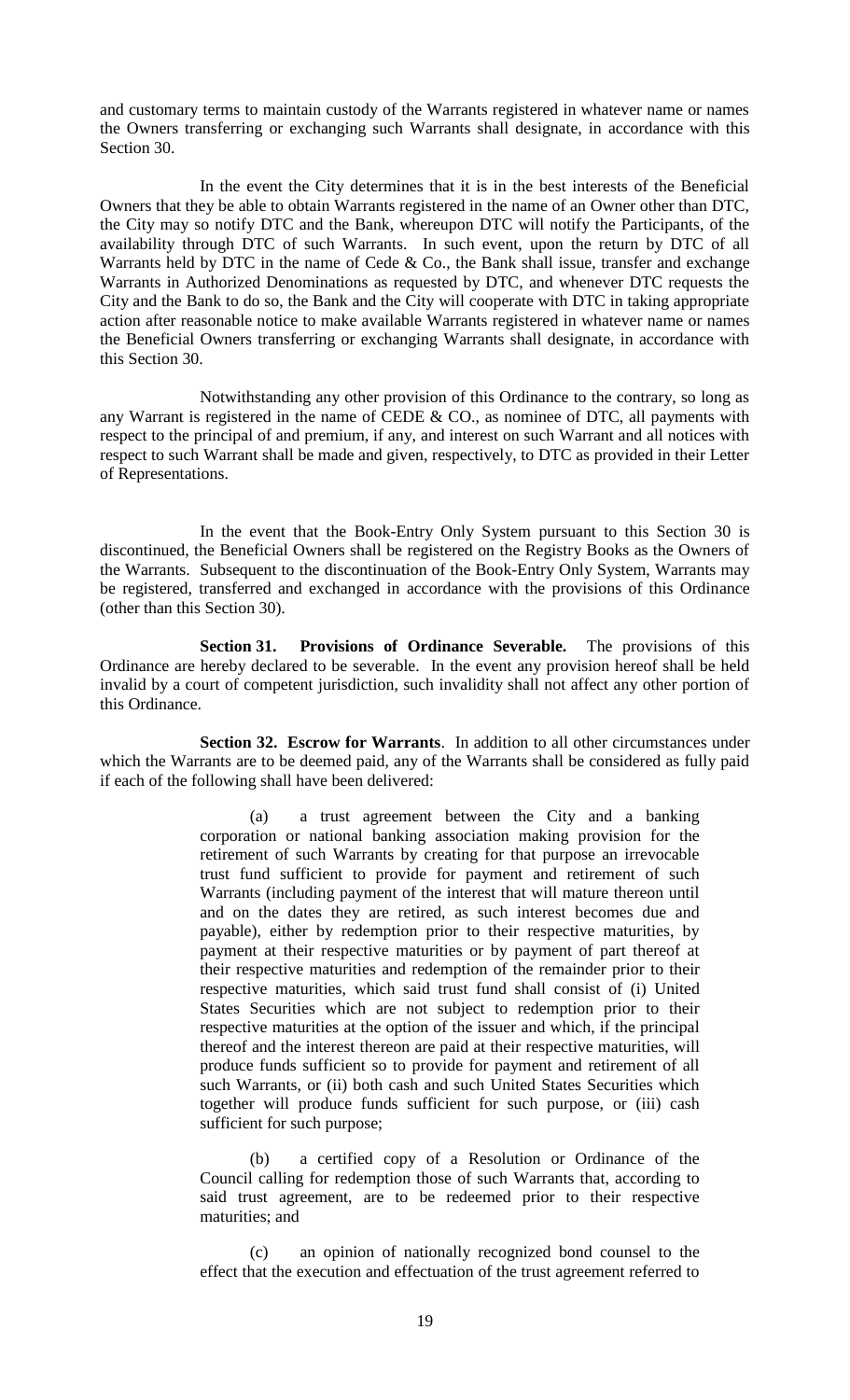and customary terms to maintain custody of the Warrants registered in whatever name or names the Owners transferring or exchanging such Warrants shall designate, in accordance with this Section 30.

In the event the City determines that it is in the best interests of the Beneficial Owners that they be able to obtain Warrants registered in the name of an Owner other than DTC, the City may so notify DTC and the Bank, whereupon DTC will notify the Participants, of the availability through DTC of such Warrants. In such event, upon the return by DTC of all Warrants held by DTC in the name of Cede & Co., the Bank shall issue, transfer and exchange Warrants in Authorized Denominations as requested by DTC, and whenever DTC requests the City and the Bank to do so, the Bank and the City will cooperate with DTC in taking appropriate action after reasonable notice to make available Warrants registered in whatever name or names the Beneficial Owners transferring or exchanging Warrants shall designate, in accordance with this Section 30.

Notwithstanding any other provision of this Ordinance to the contrary, so long as any Warrant is registered in the name of CEDE & CO., as nominee of DTC, all payments with respect to the principal of and premium, if any, and interest on such Warrant and all notices with respect to such Warrant shall be made and given, respectively, to DTC as provided in their Letter of Representations.

In the event that the Book-Entry Only System pursuant to this Section 30 is discontinued, the Beneficial Owners shall be registered on the Registry Books as the Owners of the Warrants. Subsequent to the discontinuation of the Book-Entry Only System, Warrants may be registered, transferred and exchanged in accordance with the provisions of this Ordinance (other than this Section 30).

**Section 31. Provisions of Ordinance Severable.** The provisions of this Ordinance are hereby declared to be severable. In the event any provision hereof shall be held invalid by a court of competent jurisdiction, such invalidity shall not affect any other portion of this Ordinance.

**Section 32. Escrow for Warrants**. In addition to all other circumstances under which the Warrants are to be deemed paid, any of the Warrants shall be considered as fully paid if each of the following shall have been delivered:

(a) a trust agreement between the City and a banking corporation or national banking association making provision for the retirement of such Warrants by creating for that purpose an irrevocable trust fund sufficient to provide for payment and retirement of such Warrants (including payment of the interest that will mature thereon until and on the dates they are retired, as such interest becomes due and payable), either by redemption prior to their respective maturities, by payment at their respective maturities or by payment of part thereof at their respective maturities and redemption of the remainder prior to their respective maturities, which said trust fund shall consist of (i) United States Securities which are not subject to redemption prior to their respective maturities at the option of the issuer and which, if the principal thereof and the interest thereon are paid at their respective maturities, will produce funds sufficient so to provide for payment and retirement of all such Warrants, or (ii) both cash and such United States Securities which together will produce funds sufficient for such purpose, or (iii) cash sufficient for such purpose;

(b) a certified copy of a Resolution or Ordinance of the Council calling for redemption those of such Warrants that, according to said trust agreement, are to be redeemed prior to their respective maturities; and

(c) an opinion of nationally recognized bond counsel to the effect that the execution and effectuation of the trust agreement referred to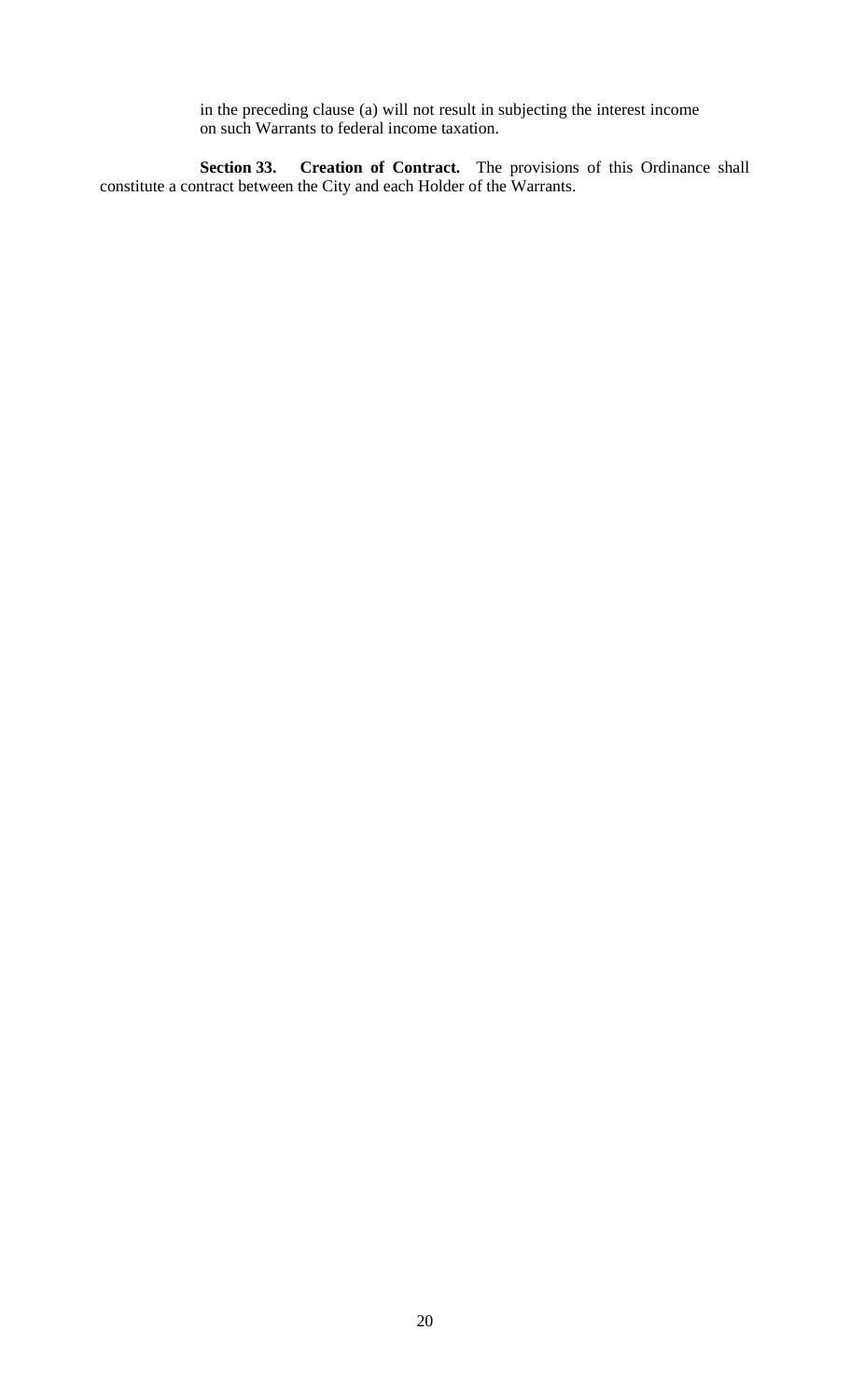in the preceding clause (a) will not result in subjecting the interest income on such Warrants to federal income taxation.

**Section 33. Creation of Contract.** The provisions of this Ordinance shall constitute a contract between the City and each Holder of the Warrants.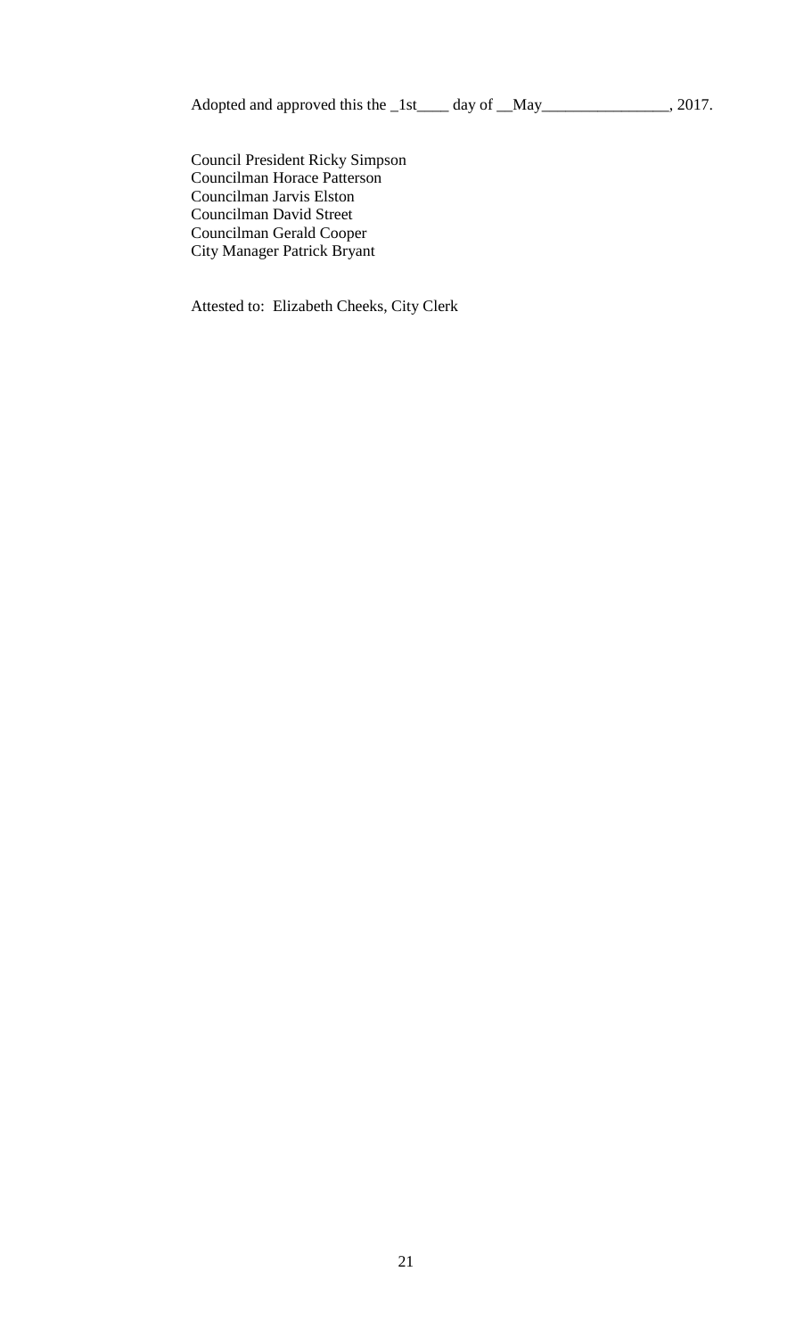Adopted and approved this the _1st____ day of __May________________, 2017.

Council President Ricky Simpson  
Councilman Horace Patterson  
Councilman Jarvis Elston  
Councilman David Street  
Councilman Gerald Cooper  
City Manager Patrick Bryant

Attested to: Elizabeth Cheeks, City Clerk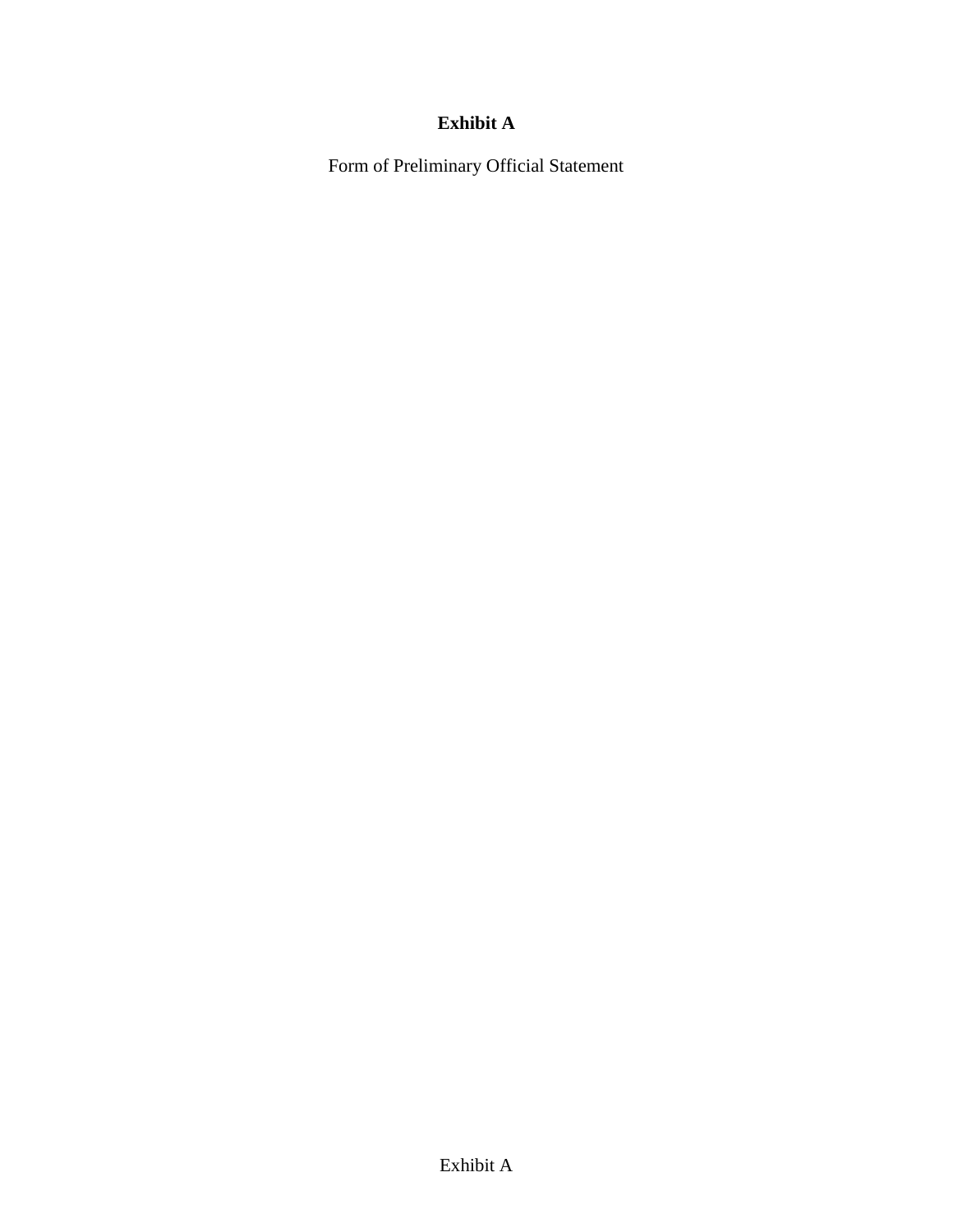**Exhibit A**

Form of Preliminary Official Statement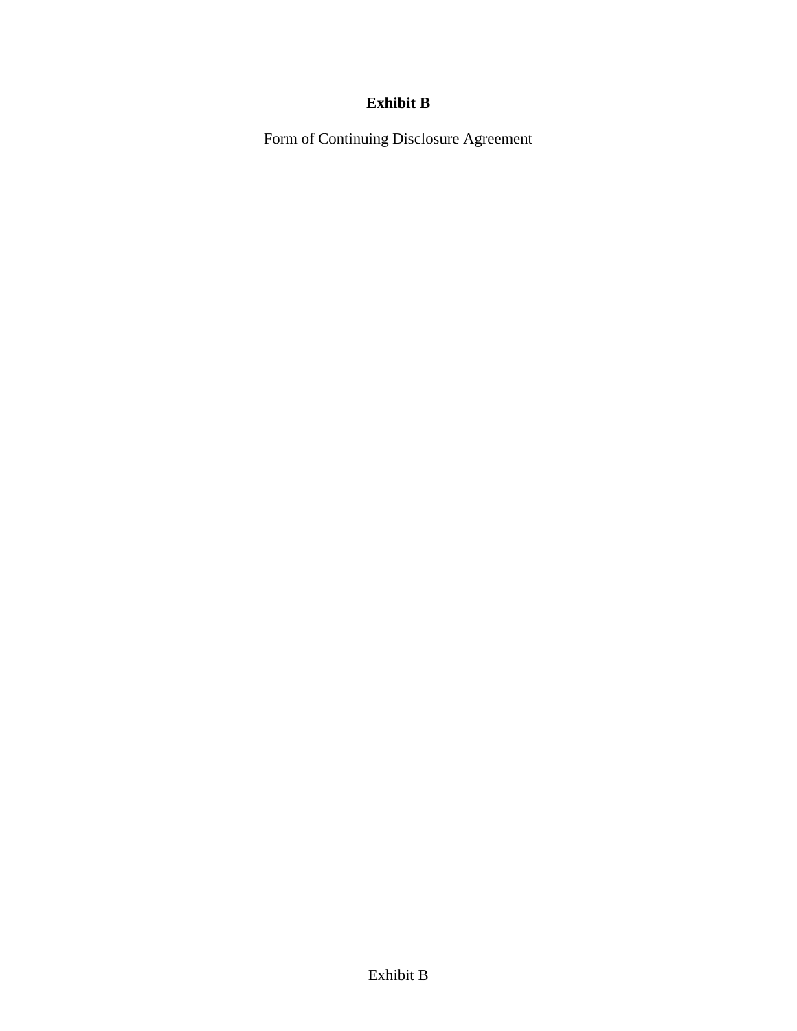**Exhibit B**

Form of Continuing Disclosure Agreement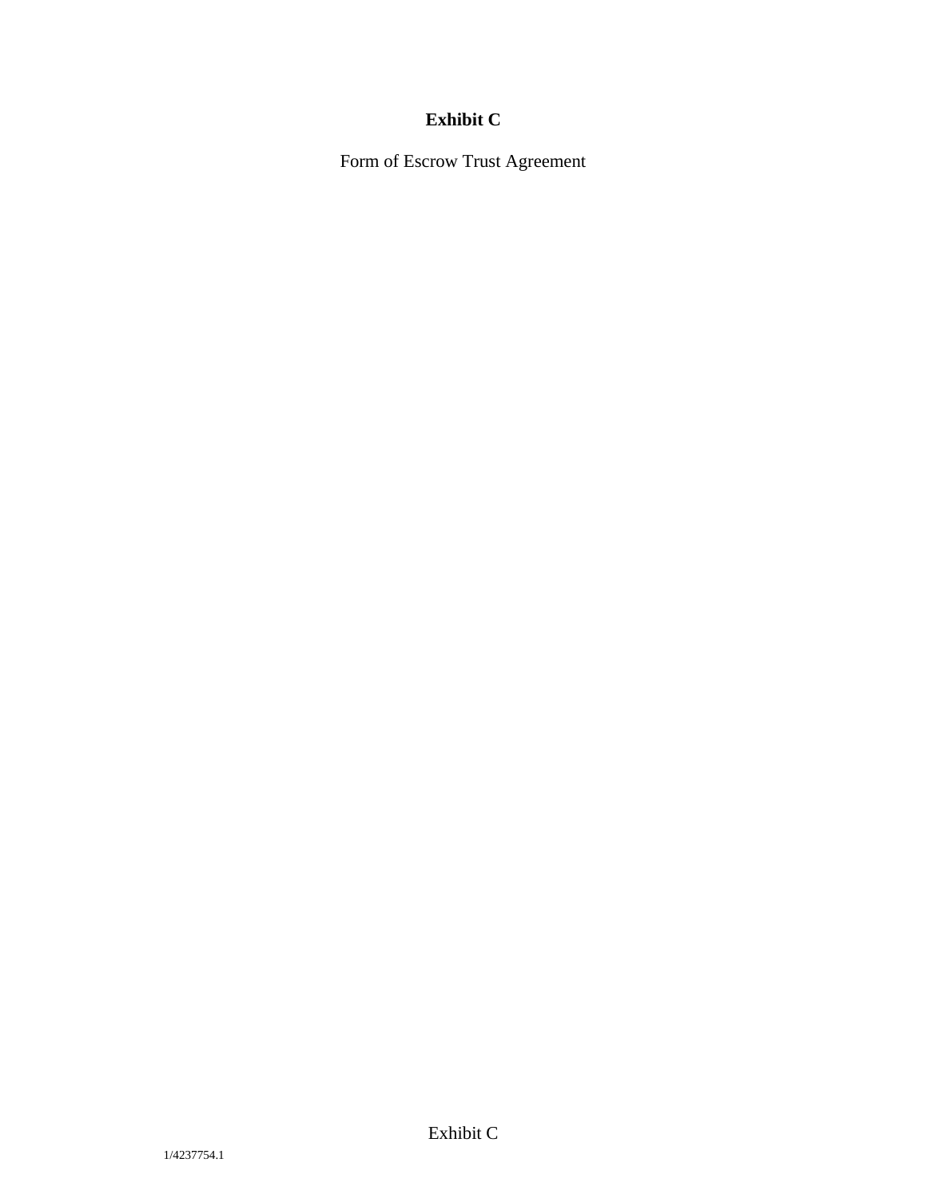**Exhibit C**

Form of Escrow Trust Agreement